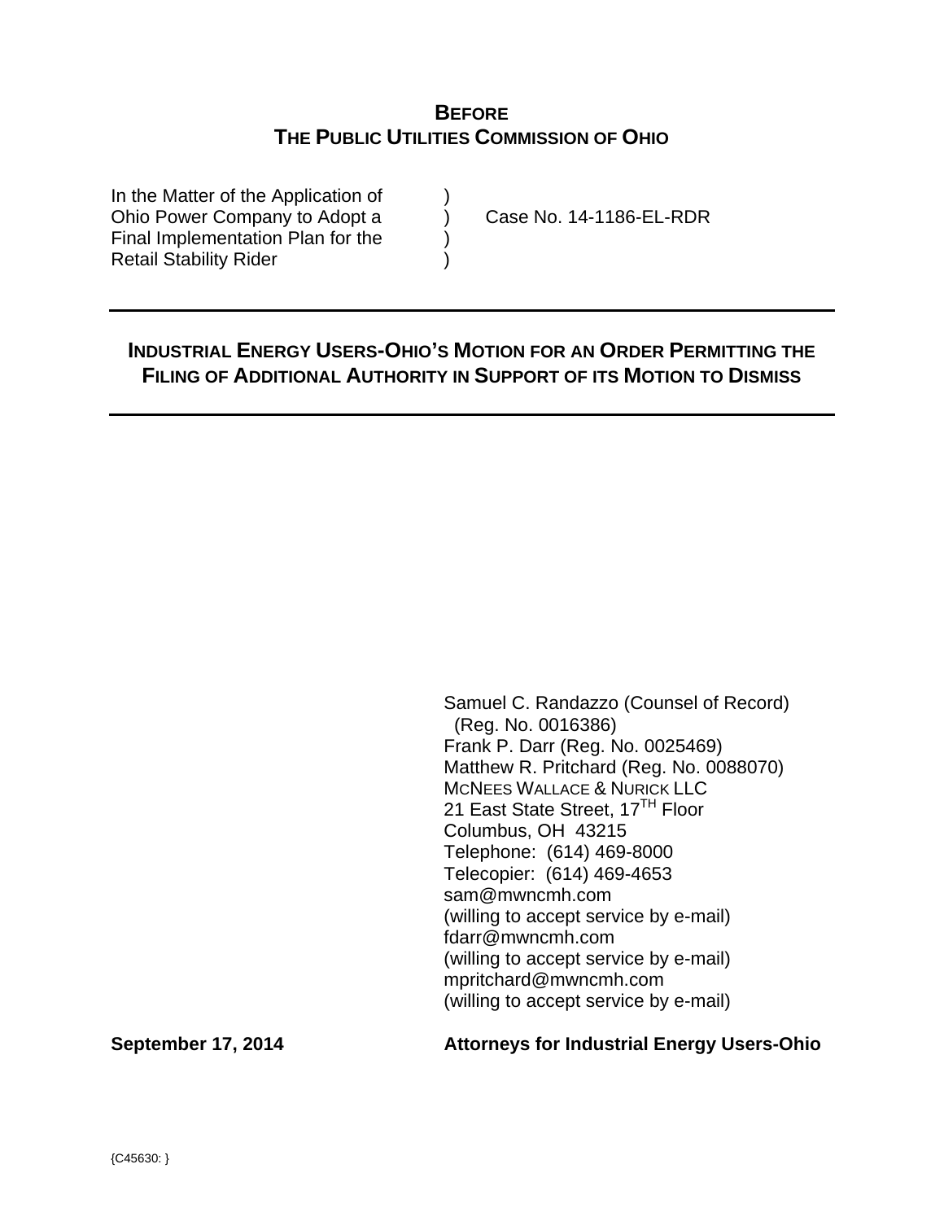# BEFORE
# THE PUBLIC UTILITIES COMMISSION OF OHIO

| | | |
|---|---|---|
| In the Matter of the Application of Ohio Power Company to Adopt a Final Implementation Plan for the Retail Stability Rider | ) ) ) ) | Case No. 14-1186-EL-RDR |

---

## INDUSTRIAL ENERGY USERS-OHIO'S MOTION FOR AN ORDER PERMITTING THE FILING OF ADDITIONAL AUTHORITY IN SUPPORT OF ITS MOTION TO DISMISS

---

Samuel C. Randazzo (Counsel of Record)
(Reg. No. 0016386)
Frank P. Darr (Reg. No. 0025469)
Matthew R. Pritchard (Reg. No. 0088070)
MCNEES WALLACE & NURICK LLC
21 East State Street, 17TH Floor
Columbus, OH 43215
Telephone: (614) 469-8000
Telecopier: (614) 469-4653
sam@mwncmh.com
(willing to accept service by e-mail)
fdarr@mwncmh.com
(willing to accept service by e-mail)
mpritchard@mwncmh.com
(willing to accept service by e-mail)

**September 17, 2014** **Attorneys for Industrial Energy Users-Ohio**

{C45630: }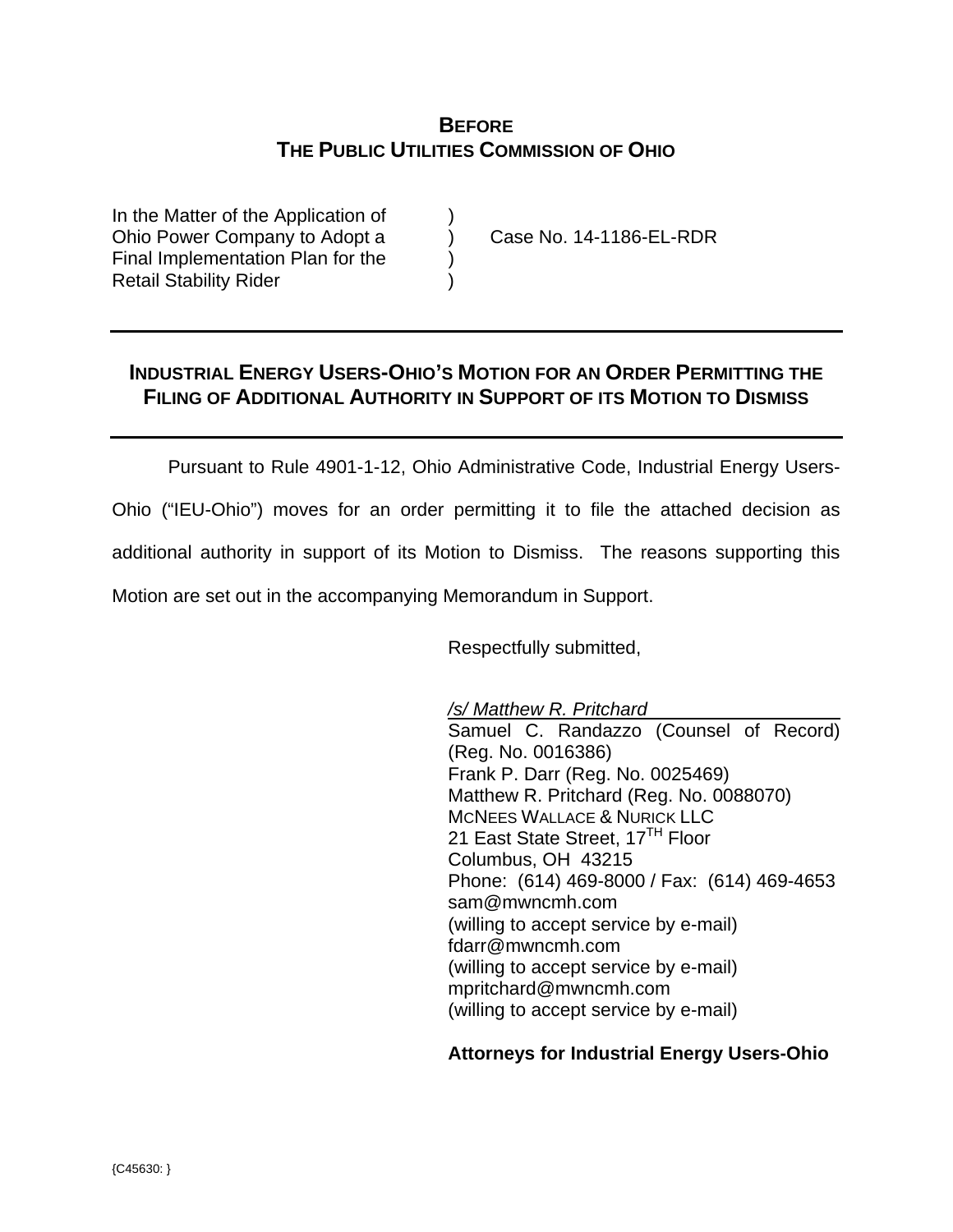**BEFORE**
**THE PUBLIC UTILITIES COMMISSION OF OHIO**

| | | |
|---|---|---|
| In the Matter of the Application of | ) | |
| Ohio Power Company to Adopt a | ) | Case No. 14-1186-EL-RDR |
| Final Implementation Plan for the | ) | |
| Retail Stability Rider | ) | |

---

**INDUSTRIAL ENERGY USERS-OHIO'S MOTION FOR AN ORDER PERMITTING THE FILING OF ADDITIONAL AUTHORITY IN SUPPORT OF ITS MOTION TO DISMISS**

---

Pursuant to Rule 4901-1-12, Ohio Administrative Code, Industrial Energy Users-Ohio ("IEU-Ohio") moves for an order permitting it to file the attached decision as additional authority in support of its Motion to Dismiss. The reasons supporting this Motion are set out in the accompanying Memorandum in Support.

Respectfully submitted,

*/s/ Matthew R. Pritchard*
Samuel C. Randazzo (Counsel of Record) (Reg. No. 0016386)
Frank P. Darr (Reg. No. 0025469)
Matthew R. Pritchard (Reg. No. 0088070)
MCNEES WALLACE & NURICK LLC
21 East State Street, 17TH Floor
Columbus, OH 43215
Phone: (614) 469-8000 / Fax: (614) 469-4653
sam@mwncmh.com
(willing to accept service by e-mail)
fdarr@mwncmh.com
(willing to accept service by e-mail)
mpritchard@mwncmh.com
(willing to accept service by e-mail)

**Attorneys for Industrial Energy Users-Ohio**

{C45630: }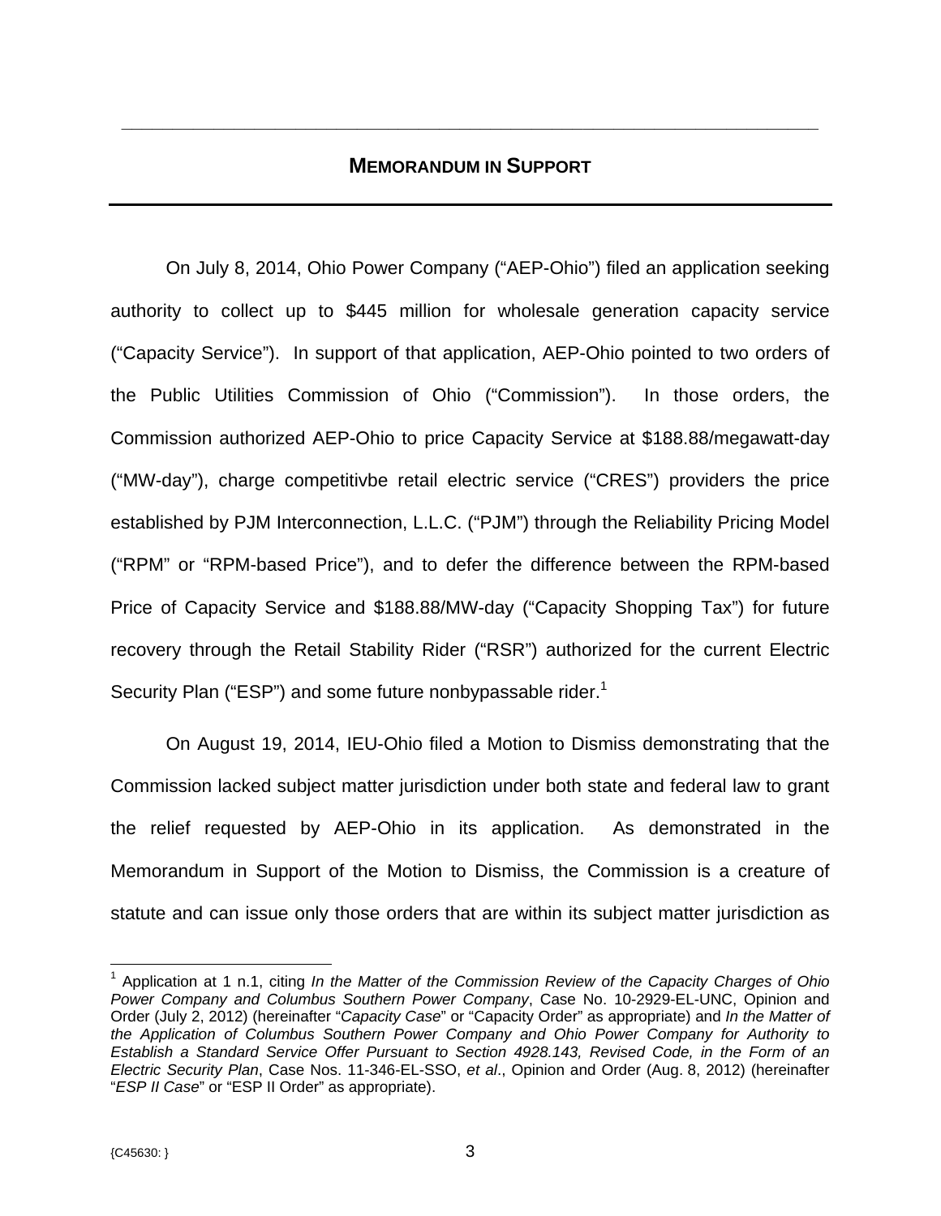## MEMORANDUM IN SUPPORT

On July 8, 2014, Ohio Power Company ("AEP-Ohio") filed an application seeking authority to collect up to $445 million for wholesale generation capacity service ("Capacity Service"). In support of that application, AEP-Ohio pointed to two orders of the Public Utilities Commission of Ohio ("Commission"). In those orders, the Commission authorized AEP-Ohio to price Capacity Service at $188.88/megawatt-day ("MW-day"), charge competitivbe retail electric service ("CRES") providers the price established by PJM Interconnection, L.L.C. ("PJM") through the Reliability Pricing Model ("RPM" or "RPM-based Price"), and to defer the difference between the RPM-based Price of Capacity Service and $188.88/MW-day ("Capacity Shopping Tax") for future recovery through the Retail Stability Rider ("RSR") authorized for the current Electric Security Plan ("ESP") and some future nonbypassable rider.[1]

On August 19, 2014, IEU-Ohio filed a Motion to Dismiss demonstrating that the Commission lacked subject matter jurisdiction under both state and federal law to grant the relief requested by AEP-Ohio in its application. As demonstrated in the Memorandum in Support of the Motion to Dismiss, the Commission is a creature of statute and can issue only those orders that are within its subject matter jurisdiction as

---

[1] Application at 1 n.1, citing *In the Matter of the Commission Review of the Capacity Charges of Ohio Power Company and Columbus Southern Power Company*, Case No. 10-2929-EL-UNC, Opinion and Order (July 2, 2012) (hereinafter "*Capacity Case*" or "Capacity Order" as appropriate) and *In the Matter of the Application of Columbus Southern Power Company and Ohio Power Company for Authority to Establish a Standard Service Offer Pursuant to Section 4928.143, Revised Code, in the Form of an Electric Security Plan*, Case Nos. 11-346-EL-SSO, *et al*., Opinion and Order (Aug. 8, 2012) (hereinafter "*ESP II Case*" or "ESP II Order" as appropriate).

{C45630: }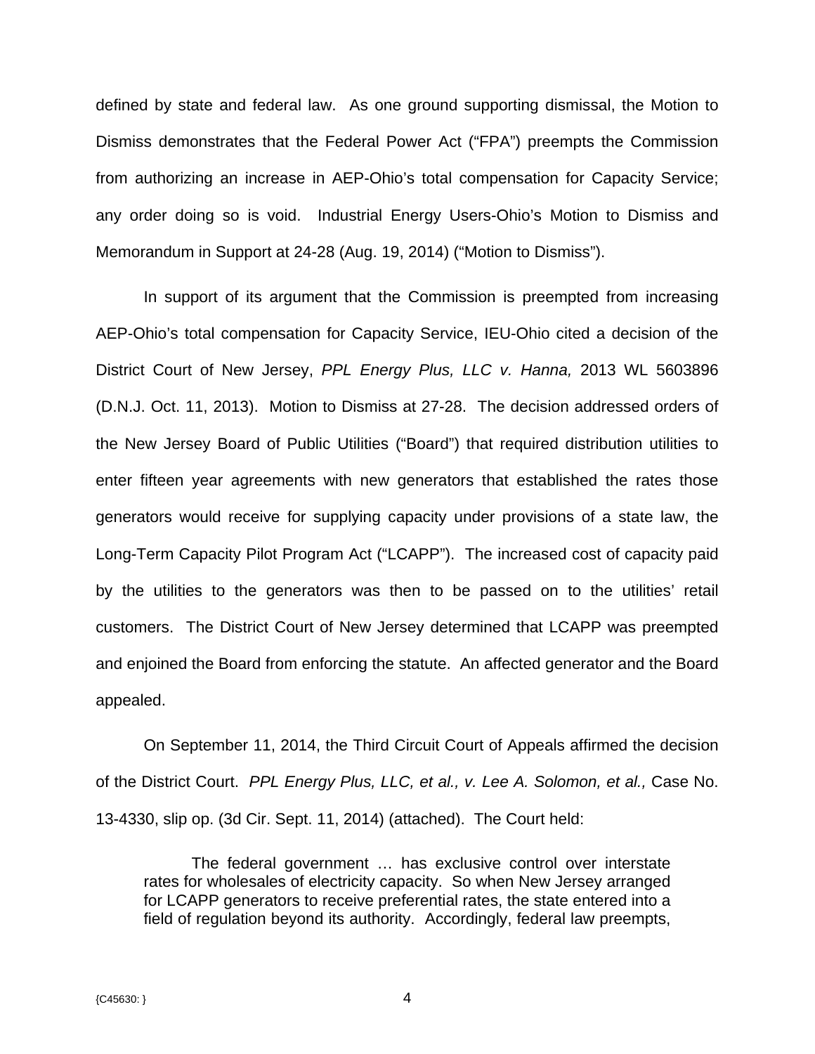defined by state and federal law. As one ground supporting dismissal, the Motion to Dismiss demonstrates that the Federal Power Act ("FPA") preempts the Commission from authorizing an increase in AEP-Ohio's total compensation for Capacity Service; any order doing so is void. Industrial Energy Users-Ohio's Motion to Dismiss and Memorandum in Support at 24-28 (Aug. 19, 2014) ("Motion to Dismiss").

In support of its argument that the Commission is preempted from increasing AEP-Ohio's total compensation for Capacity Service, IEU-Ohio cited a decision of the District Court of New Jersey, *PPL Energy Plus, LLC v. Hanna,* 2013 WL 5603896 (D.N.J. Oct. 11, 2013). Motion to Dismiss at 27-28. The decision addressed orders of the New Jersey Board of Public Utilities ("Board") that required distribution utilities to enter fifteen year agreements with new generators that established the rates those generators would receive for supplying capacity under provisions of a state law, the Long-Term Capacity Pilot Program Act ("LCAPP"). The increased cost of capacity paid by the utilities to the generators was then to be passed on to the utilities' retail customers. The District Court of New Jersey determined that LCAPP was preempted and enjoined the Board from enforcing the statute. An affected generator and the Board appealed.

On September 11, 2014, the Third Circuit Court of Appeals affirmed the decision of the District Court. *PPL Energy Plus, LLC, et al., v. Lee A. Solomon, et al.,* Case No. 13-4330, slip op. (3d Cir. Sept. 11, 2014) (attached). The Court held:

> The federal government … has exclusive control over interstate rates for wholesales of electricity capacity. So when New Jersey arranged for LCAPP generators to receive preferential rates, the state entered into a field of regulation beyond its authority. Accordingly, federal law preempts,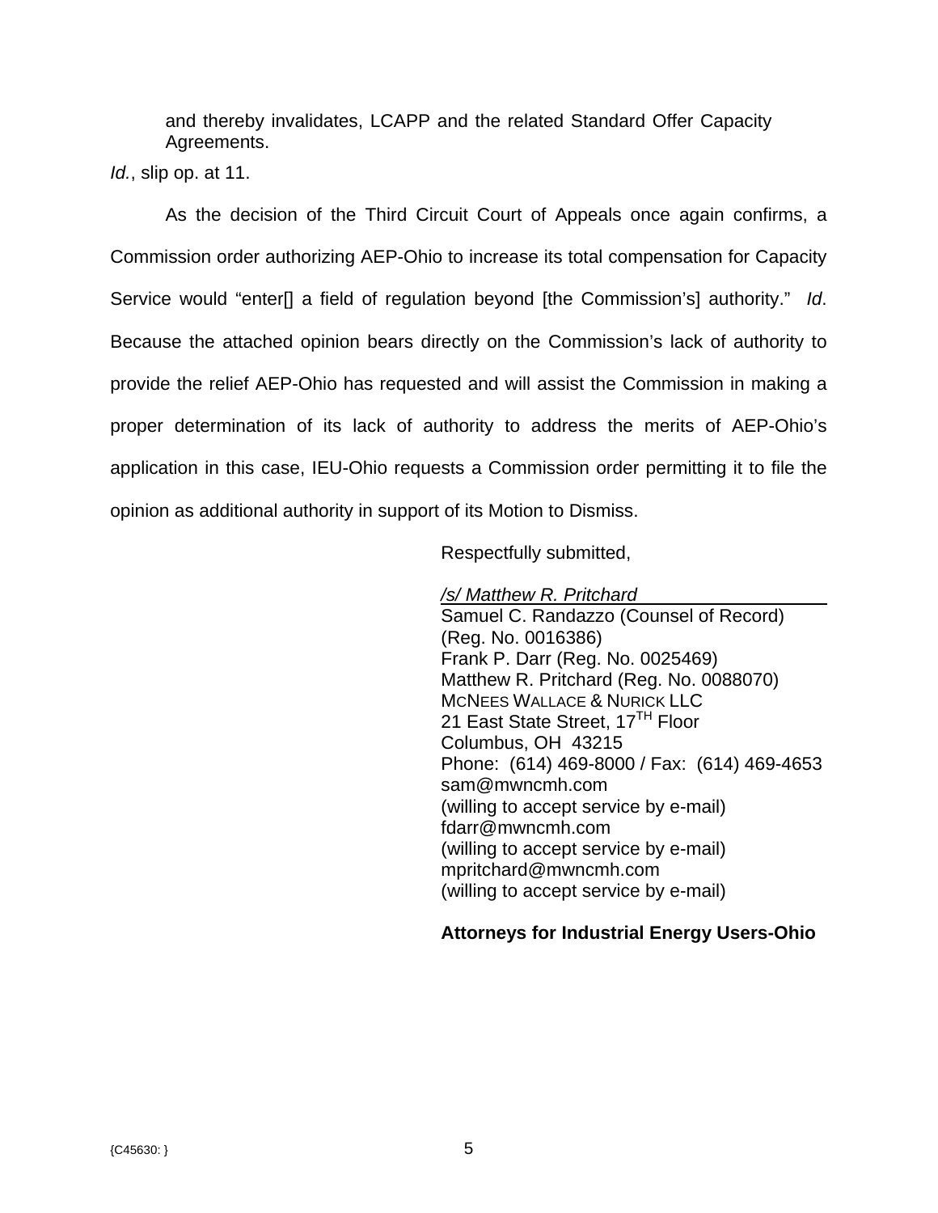> and thereby invalidates, LCAPP and the related Standard Offer Capacity Agreements.

*Id.*, slip op. at 11.

As the decision of the Third Circuit Court of Appeals once again confirms, a Commission order authorizing AEP-Ohio to increase its total compensation for Capacity Service would "enter[] a field of regulation beyond [the Commission's] authority." *Id*. Because the attached opinion bears directly on the Commission's lack of authority to provide the relief AEP-Ohio has requested and will assist the Commission in making a proper determination of its lack of authority to address the merits of AEP-Ohio's application in this case, IEU-Ohio requests a Commission order permitting it to file the opinion as additional authority in support of its Motion to Dismiss.

Respectfully submitted,

*/s/ Matthew R. Pritchard*
Samuel C. Randazzo (Counsel of Record)
(Reg. No. 0016386)
Frank P. Darr (Reg. No. 0025469)
Matthew R. Pritchard (Reg. No. 0088070)
McNees Wallace & Nurick LLC
21 East State Street, 17th Floor
Columbus, OH 43215
Phone: (614) 469-8000 / Fax: (614) 469-4653
sam@mwncmh.com
(willing to accept service by e-mail)
fdarr@mwncmh.com
(willing to accept service by e-mail)
mpritchard@mwncmh.com
(willing to accept service by e-mail)

**Attorneys for Industrial Energy Users-Ohio**

{C45630: }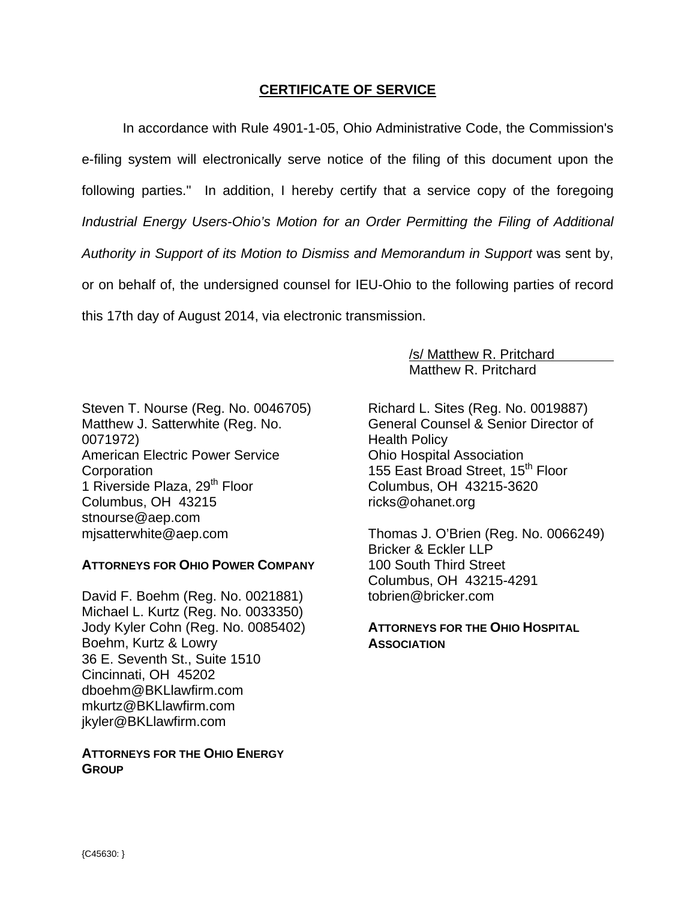## CERTIFICATE OF SERVICE

In accordance with Rule 4901-1-05, Ohio Administrative Code, the Commission's e-filing system will electronically serve notice of the filing of this document upon the following parties." In addition, I hereby certify that a service copy of the foregoing *Industrial Energy Users-Ohio's Motion for an Order Permitting the Filing of Additional Authority in Support of its Motion to Dismiss and Memorandum in Support* was sent by, or on behalf of, the undersigned counsel for IEU-Ohio to the following parties of record this 17th day of August 2014, via electronic transmission.

/s/ Matthew R. Pritchard
Matthew R. Pritchard

Steven T. Nourse (Reg. No. 0046705)
Matthew J. Satterwhite (Reg. No. 0071972)
American Electric Power Service Corporation
1 Riverside Plaza, 29th Floor
Columbus, OH 43215
stnourse@aep.com
mjsatterwhite@aep.com

**ATTORNEYS FOR OHIO POWER COMPANY**

David F. Boehm (Reg. No. 0021881)
Michael L. Kurtz (Reg. No. 0033350)
Jody Kyler Cohn (Reg. No. 0085402)
Boehm, Kurtz & Lowry
36 E. Seventh St., Suite 1510
Cincinnati, OH 45202
dboehm@BKLlawfirm.com
mkurtz@BKLlawfirm.com
jkyler@BKLlawfirm.com

**ATTORNEYS FOR THE OHIO ENERGY GROUP**

Richard L. Sites (Reg. No. 0019887)
General Counsel & Senior Director of Health Policy
Ohio Hospital Association
155 East Broad Street, 15th Floor
Columbus, OH 43215-3620
ricks@ohanet.org

Thomas J. O'Brien (Reg. No. 0066249)
Bricker & Eckler LLP
100 South Third Street
Columbus, OH 43215-4291
tobrien@bricker.com

**ATTORNEYS FOR THE OHIO HOSPITAL ASSOCIATION**

{C45630: }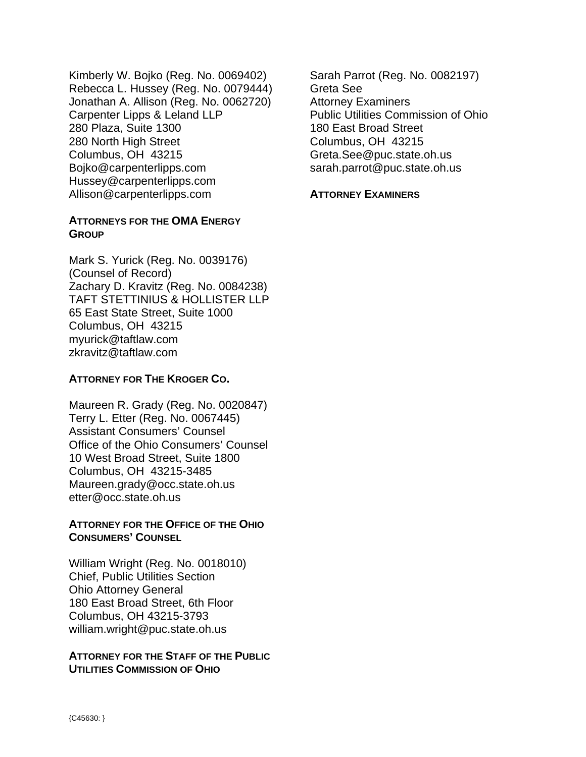Kimberly W. Bojko (Reg. No. 0069402)
Rebecca L. Hussey (Reg. No. 0079444)
Jonathan A. Allison (Reg. No. 0062720)
Carpenter Lipps & Leland LLP
280 Plaza, Suite 1300
280 North High Street
Columbus, OH 43215
Bojko@carpenterlipps.com
Hussey@carpenterlipps.com
Allison@carpenterlipps.com

**ATTORNEYS FOR THE OMA ENERGY GROUP**

Mark S. Yurick (Reg. No. 0039176)
(Counsel of Record)
Zachary D. Kravitz (Reg. No. 0084238)
TAFT STETTINIUS & HOLLISTER LLP
65 East State Street, Suite 1000
Columbus, OH 43215
myurick@taftlaw.com
zkravitz@taftlaw.com

**ATTORNEY FOR THE KROGER CO.**

Maureen R. Grady (Reg. No. 0020847)
Terry L. Etter (Reg. No. 0067445)
Assistant Consumers' Counsel
Office of the Ohio Consumers' Counsel
10 West Broad Street, Suite 1800
Columbus, OH 43215-3485
Maureen.grady@occ.state.oh.us
etter@occ.state.oh.us

**ATTORNEY FOR THE OFFICE OF THE OHIO CONSUMERS' COUNSEL**

William Wright (Reg. No. 0018010)
Chief, Public Utilities Section
Ohio Attorney General
180 East Broad Street, 6th Floor
Columbus, OH 43215-3793
william.wright@puc.state.oh.us

**ATTORNEY FOR THE STAFF OF THE PUBLIC UTILITIES COMMISSION OF OHIO**

Sarah Parrot (Reg. No. 0082197)
Greta See
Attorney Examiners
Public Utilities Commission of Ohio
180 East Broad Street
Columbus, OH 43215
Greta.See@puc.state.oh.us
sarah.parrot@puc.state.oh.us

**ATTORNEY EXAMINERS**

{C45630: }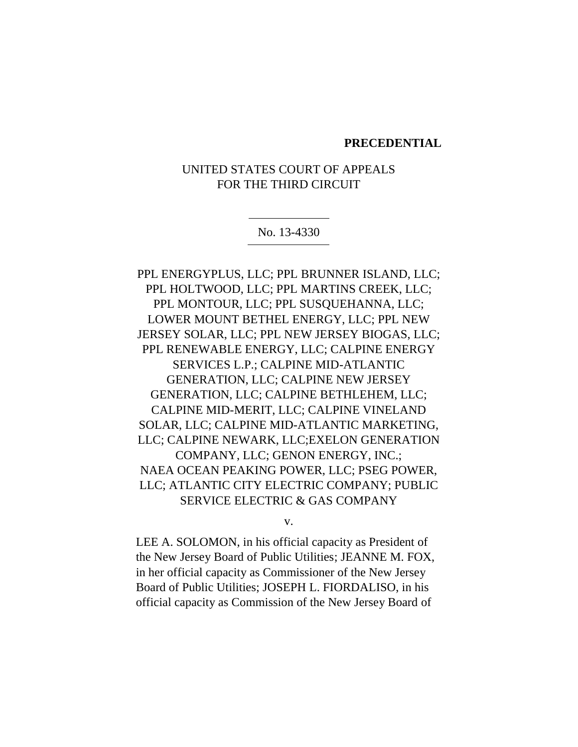**PRECEDENTIAL**

UNITED STATES COURT OF APPEALS
FOR THE THIRD CIRCUIT

No. 13-4330

PPL ENERGYPLUS, LLC; PPL BRUNNER ISLAND, LLC; PPL HOLTWOOD, LLC; PPL MARTINS CREEK, LLC; PPL MONTOUR, LLC; PPL SUSQUEHANNA, LLC; LOWER MOUNT BETHEL ENERGY, LLC; PPL NEW JERSEY SOLAR, LLC; PPL NEW JERSEY BIOGAS, LLC; PPL RENEWABLE ENERGY, LLC; CALPINE ENERGY SERVICES L.P.; CALPINE MID-ATLANTIC GENERATION, LLC; CALPINE NEW JERSEY GENERATION, LLC; CALPINE BETHLEHEM, LLC; CALPINE MID-MERIT, LLC; CALPINE VINELAND SOLAR, LLC; CALPINE MID-ATLANTIC MARKETING, LLC; CALPINE NEWARK, LLC;EXELON GENERATION COMPANY, LLC; GENON ENERGY, INC.; NAEA OCEAN PEAKING POWER, LLC; PSEG POWER, LLC; ATLANTIC CITY ELECTRIC COMPANY; PUBLIC SERVICE ELECTRIC & GAS COMPANY

v.

LEE A. SOLOMON, in his official capacity as President of the New Jersey Board of Public Utilities; JEANNE M. FOX, in her official capacity as Commissioner of the New Jersey Board of Public Utilities; JOSEPH L. FIORDALISO, in his official capacity as Commission of the New Jersey Board of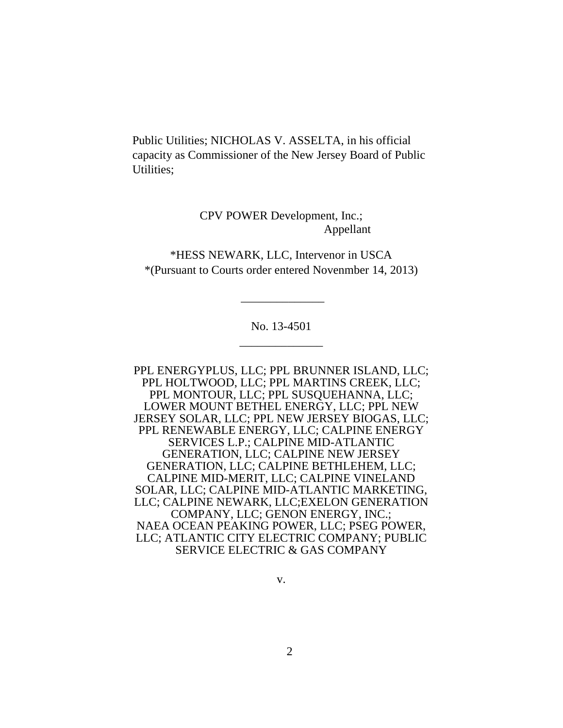Public Utilities; NICHOLAS V. ASSELTA, in his official capacity as Commissioner of the New Jersey Board of Public Utilities;

CPV POWER Development, Inc.;
Appellant

*HESS NEWARK, LLC, Intervenor in USCA
*(Pursuant to Courts order entered Novenmber 14, 2013)

______________

No. 13-4501

______________

PPL ENERGYPLUS, LLC; PPL BRUNNER ISLAND, LLC; PPL HOLTWOOD, LLC; PPL MARTINS CREEK, LLC; PPL MONTOUR, LLC; PPL SUSQUEHANNA, LLC; LOWER MOUNT BETHEL ENERGY, LLC; PPL NEW JERSEY SOLAR, LLC; PPL NEW JERSEY BIOGAS, LLC; PPL RENEWABLE ENERGY, LLC; CALPINE ENERGY SERVICES L.P.; CALPINE MID-ATLANTIC GENERATION, LLC; CALPINE NEW JERSEY GENERATION, LLC; CALPINE BETHLEHEM, LLC; CALPINE MID-MERIT, LLC; CALPINE VINELAND SOLAR, LLC; CALPINE MID-ATLANTIC MARKETING, LLC; CALPINE NEWARK, LLC;EXELON GENERATION COMPANY, LLC; GENON ENERGY, INC.; NAEA OCEAN PEAKING POWER, LLC; PSEG POWER, LLC; ATLANTIC CITY ELECTRIC COMPANY; PUBLIC SERVICE ELECTRIC & GAS COMPANY

v.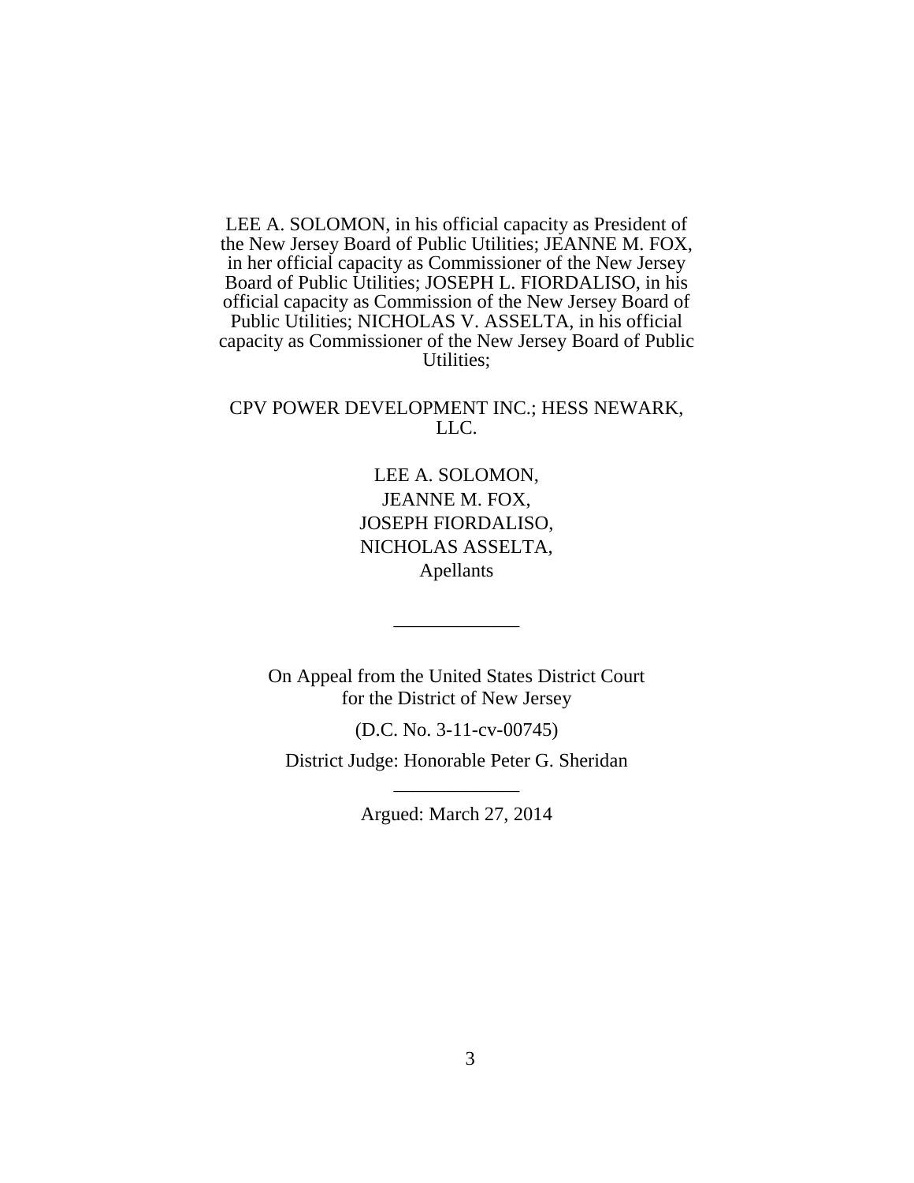LEE A. SOLOMON, in his official capacity as President of the New Jersey Board of Public Utilities; JEANNE M. FOX, in her official capacity as Commissioner of the New Jersey Board of Public Utilities; JOSEPH L. FIORDALISO, in his official capacity as Commission of the New Jersey Board of Public Utilities; NICHOLAS V. ASSELTA, in his official capacity as Commissioner of the New Jersey Board of Public Utilities;

CPV POWER DEVELOPMENT INC.; HESS NEWARK, LLC.

LEE A. SOLOMON,
JEANNE M. FOX,
JOSEPH FIORDALISO,
NICHOLAS ASSELTA,
Apellants

\_\_\_\_\_\_\_\_\_\_\_\_\_

On Appeal from the United States District Court for the District of New Jersey

(D.C. No. 3-11-cv-00745)

District Judge: Honorable Peter G. Sheridan

\_\_\_\_\_\_\_\_\_\_\_\_\_

Argued: March 27, 2014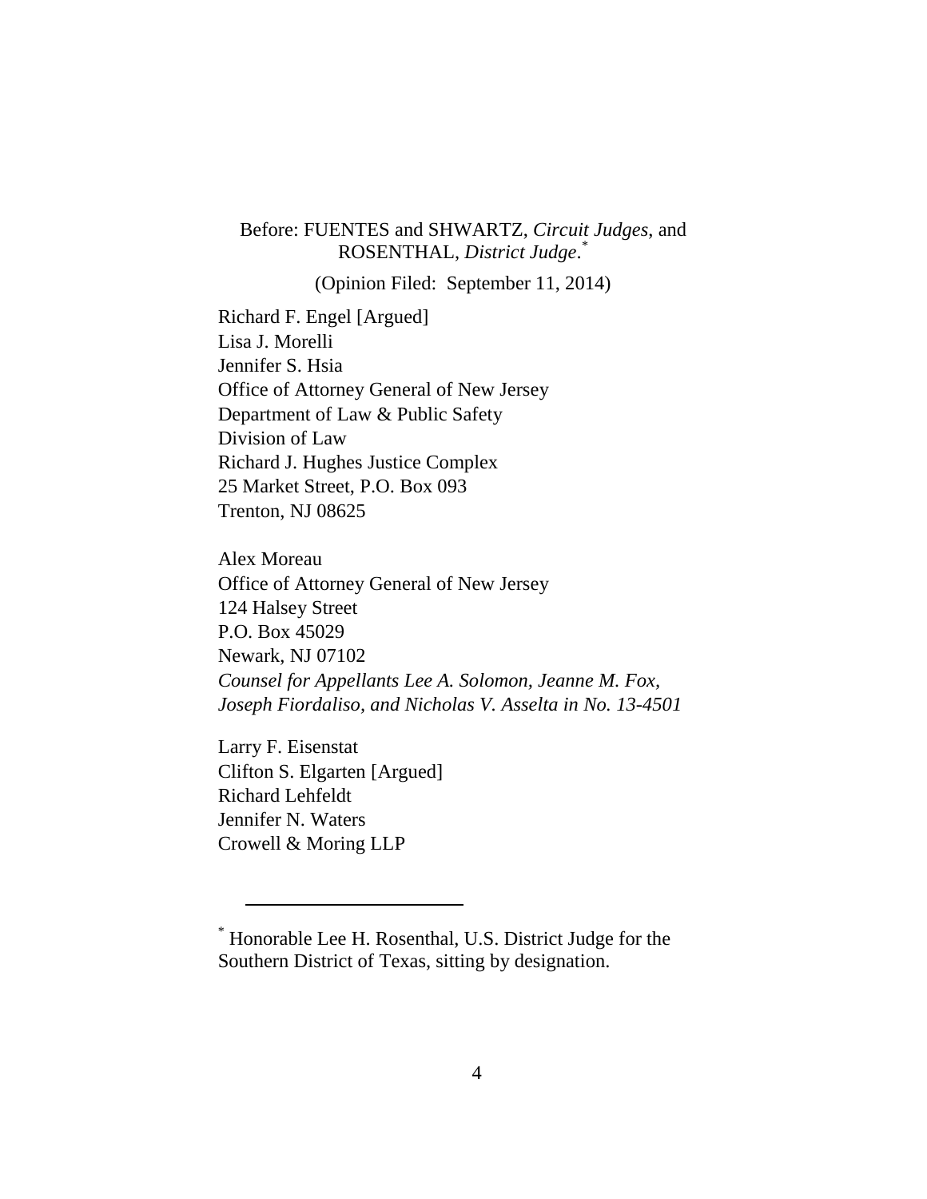Before: FUENTES and SHWARTZ, *Circuit Judges*, and ROSENTHAL, *District Judge*.*

(Opinion Filed: September 11, 2014)

Richard F. Engel [Argued]
Lisa J. Morelli
Jennifer S. Hsia
Office of Attorney General of New Jersey
Department of Law & Public Safety
Division of Law
Richard J. Hughes Justice Complex
25 Market Street, P.O. Box 093
Trenton, NJ 08625

Alex Moreau
Office of Attorney General of New Jersey
124 Halsey Street
P.O. Box 45029
Newark, NJ 07102
*Counsel for Appellants Lee A. Solomon, Jeanne M. Fox, Joseph Fiordaliso, and Nicholas V. Asselta in No. 13-4501*

Larry F. Eisenstat
Clifton S. Elgarten [Argued]
Richard Lehfeldt
Jennifer N. Waters
Crowell & Moring LLP

---

\* Honorable Lee H. Rosenthal, U.S. District Judge for the Southern District of Texas, sitting by designation.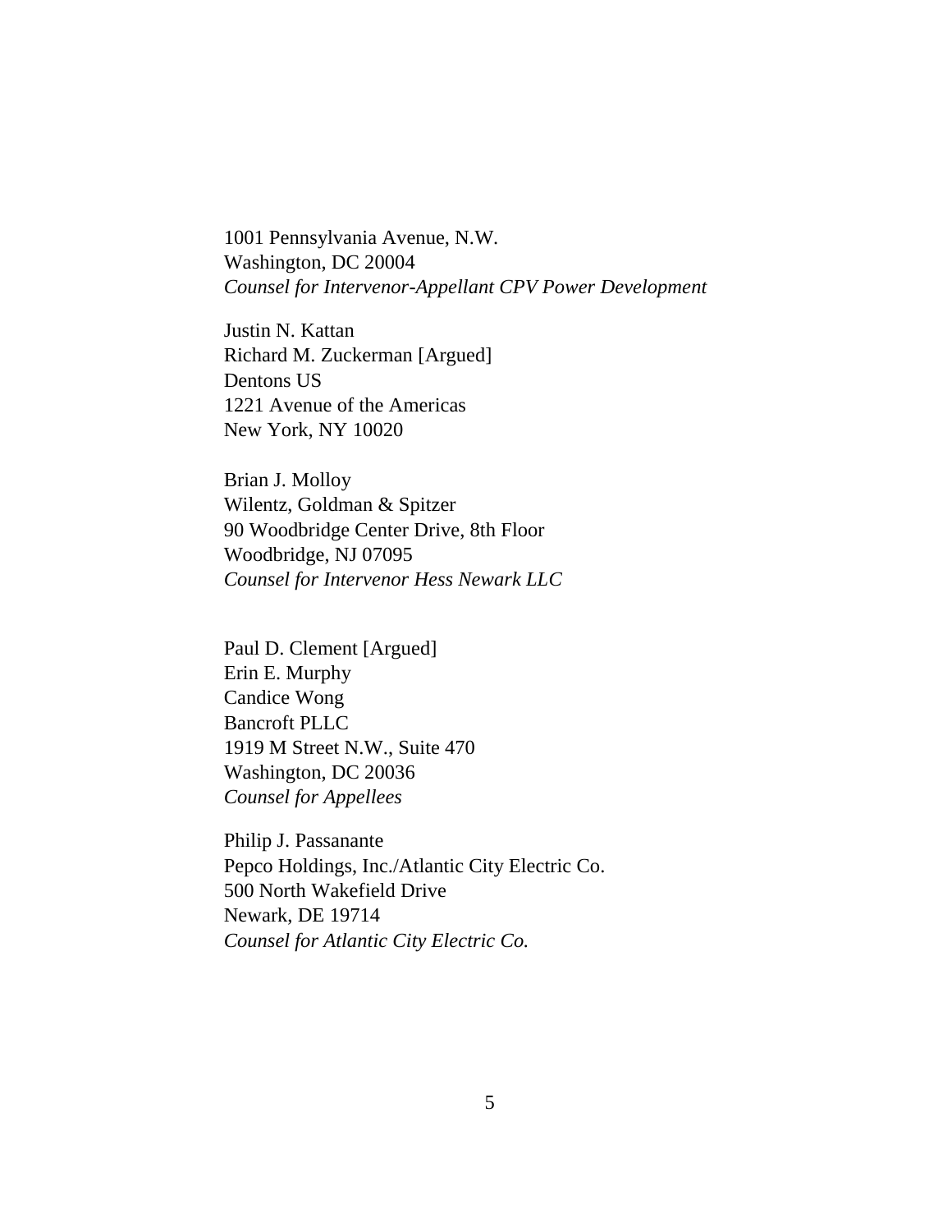1001 Pennsylvania Avenue, N.W.
Washington, DC 20004
*Counsel for Intervenor-Appellant CPV Power Development*

Justin N. Kattan
Richard M. Zuckerman [Argued]
Dentons US
1221 Avenue of the Americas
New York, NY 10020

Brian J. Molloy
Wilentz, Goldman & Spitzer
90 Woodbridge Center Drive, 8th Floor
Woodbridge, NJ 07095
*Counsel for Intervenor Hess Newark LLC*

Paul D. Clement [Argued]
Erin E. Murphy
Candice Wong
Bancroft PLLC
1919 M Street N.W., Suite 470
Washington, DC 20036
*Counsel for Appellees*

Philip J. Passanante
Pepco Holdings, Inc./Atlantic City Electric Co.
500 North Wakefield Drive
Newark, DE 19714
*Counsel for Atlantic City Electric Co.*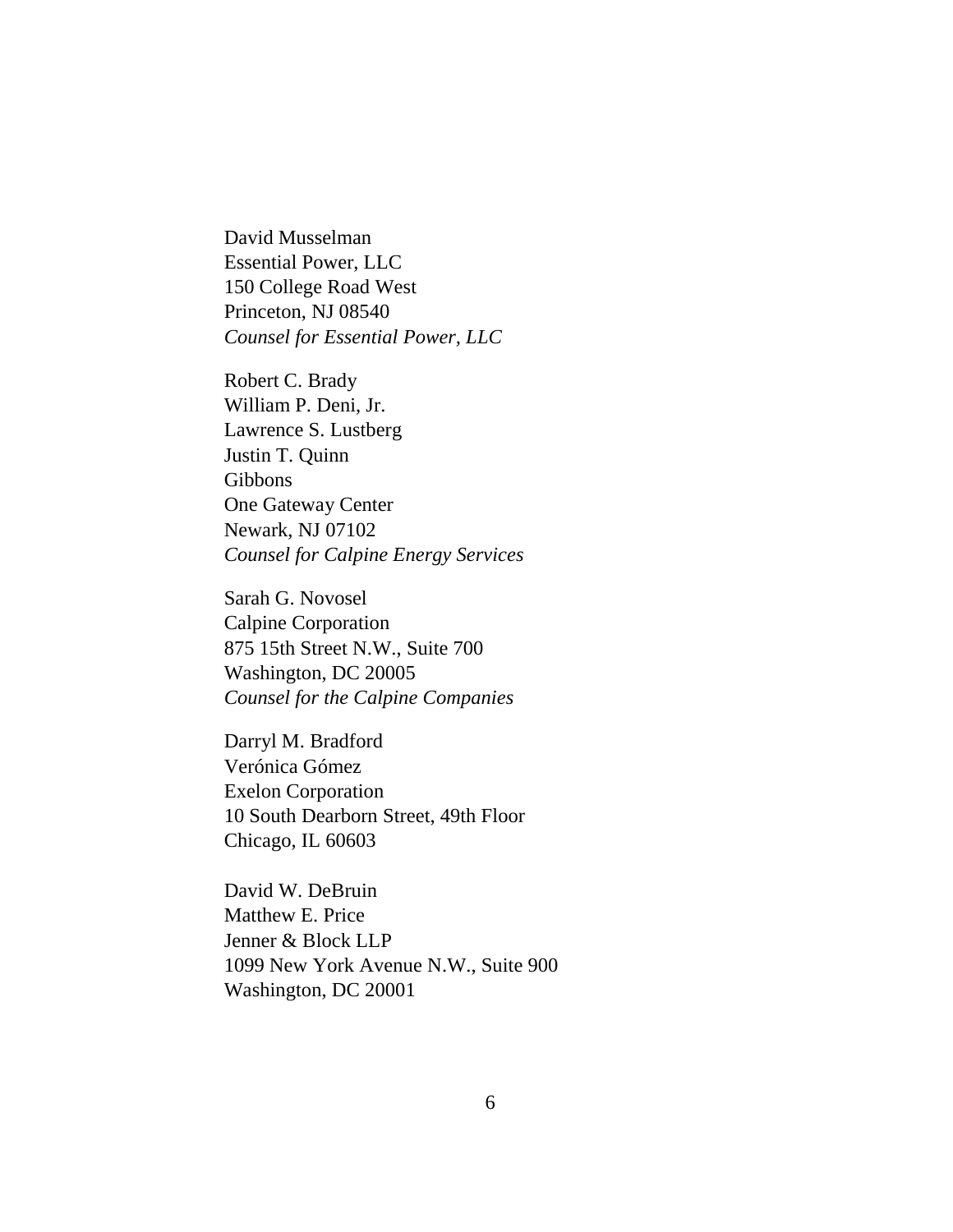David Musselman
Essential Power, LLC
150 College Road West
Princeton, NJ 08540
*Counsel for Essential Power, LLC*

Robert C. Brady
William P. Deni, Jr.
Lawrence S. Lustberg
Justin T. Quinn
Gibbons
One Gateway Center
Newark, NJ 07102
*Counsel for Calpine Energy Services*

Sarah G. Novosel
Calpine Corporation
875 15th Street N.W., Suite 700
Washington, DC 20005
*Counsel for the Calpine Companies*

Darryl M. Bradford
Verónica Gómez
Exelon Corporation
10 South Dearborn Street, 49th Floor
Chicago, IL 60603

David W. DeBruin
Matthew E. Price
Jenner & Block LLP
1099 New York Avenue N.W., Suite 900
Washington, DC 20001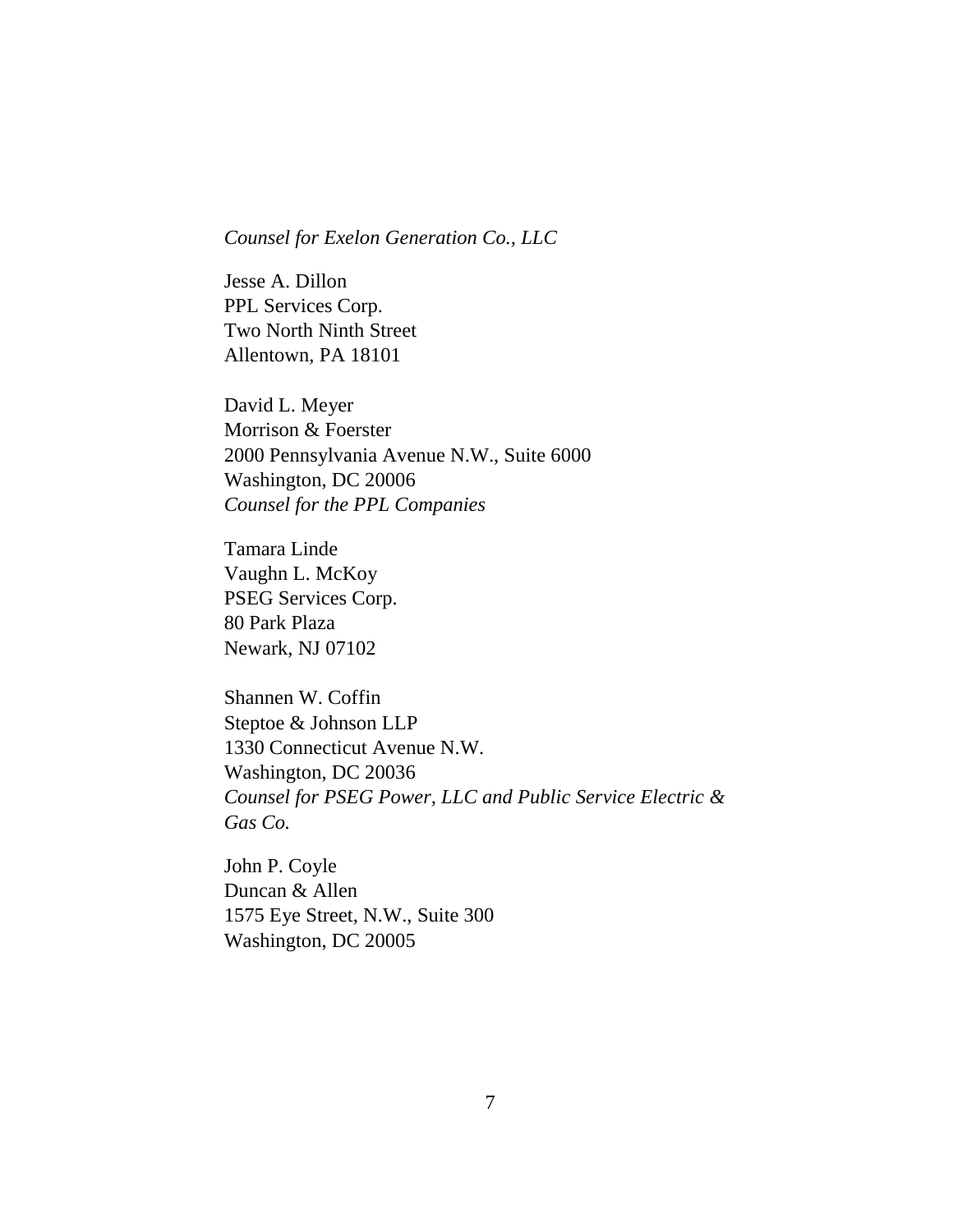*Counsel for Exelon Generation Co., LLC*

Jesse A. Dillon
PPL Services Corp.
Two North Ninth Street
Allentown, PA 18101

David L. Meyer
Morrison & Foerster
2000 Pennsylvania Avenue N.W., Suite 6000
Washington, DC 20006
*Counsel for the PPL Companies*

Tamara Linde
Vaughn L. McKoy
PSEG Services Corp.
80 Park Plaza
Newark, NJ 07102

Shannen W. Coffin
Steptoe & Johnson LLP
1330 Connecticut Avenue N.W.
Washington, DC 20036
*Counsel for PSEG Power, LLC and Public Service Electric & Gas Co.*

John P. Coyle
Duncan & Allen
1575 Eye Street, N.W., Suite 300
Washington, DC 20005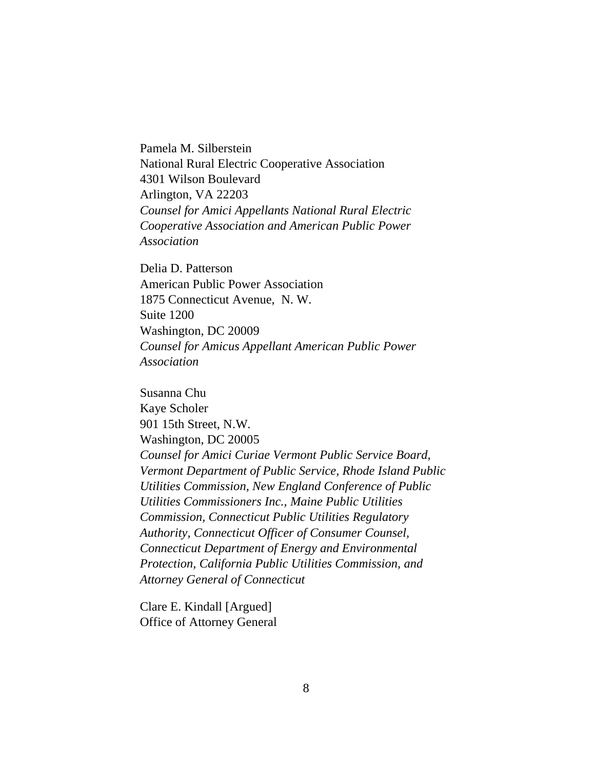Pamela M. Silberstein
National Rural Electric Cooperative Association
4301 Wilson Boulevard
Arlington, VA 22203
*Counsel for Amici Appellants National Rural Electric Cooperative Association and American Public Power Association*

Delia D. Patterson
American Public Power Association
1875 Connecticut Avenue, N. W.
Suite 1200
Washington, DC 20009
*Counsel for Amicus Appellant American Public Power Association*

Susanna Chu
Kaye Scholer
901 15th Street, N.W.
Washington, DC 20005
*Counsel for Amici Curiae Vermont Public Service Board, Vermont Department of Public Service, Rhode Island Public Utilities Commission, New England Conference of Public Utilities Commissioners Inc., Maine Public Utilities Commission, Connecticut Public Utilities Regulatory Authority, Connecticut Officer of Consumer Counsel, Connecticut Department of Energy and Environmental Protection, California Public Utilities Commission, and Attorney General of Connecticut*

Clare E. Kindall [Argued]
Office of Attorney General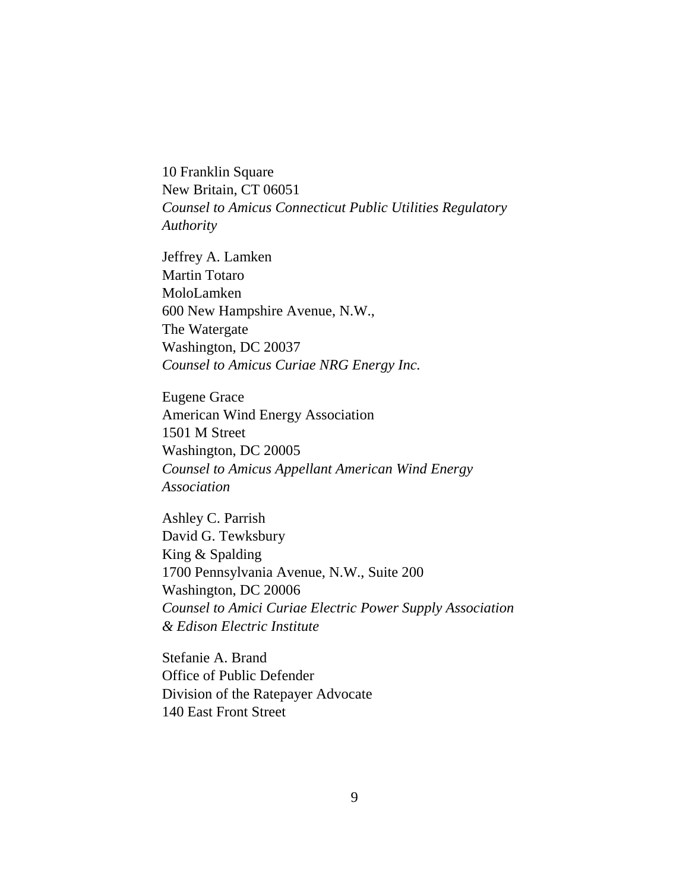10 Franklin Square
New Britain, CT 06051
*Counsel to Amicus Connecticut Public Utilities Regulatory Authority*

Jeffrey A. Lamken
Martin Totaro
MoloLamken
600 New Hampshire Avenue, N.W.,
The Watergate
Washington, DC 20037
*Counsel to Amicus Curiae NRG Energy Inc.*

Eugene Grace
American Wind Energy Association
1501 M Street
Washington, DC 20005
*Counsel to Amicus Appellant American Wind Energy Association*

Ashley C. Parrish
David G. Tewksbury
King & Spalding
1700 Pennsylvania Avenue, N.W., Suite 200
Washington, DC 20006
*Counsel to Amici Curiae Electric Power Supply Association & Edison Electric Institute*

Stefanie A. Brand
Office of Public Defender
Division of the Ratepayer Advocate
140 East Front Street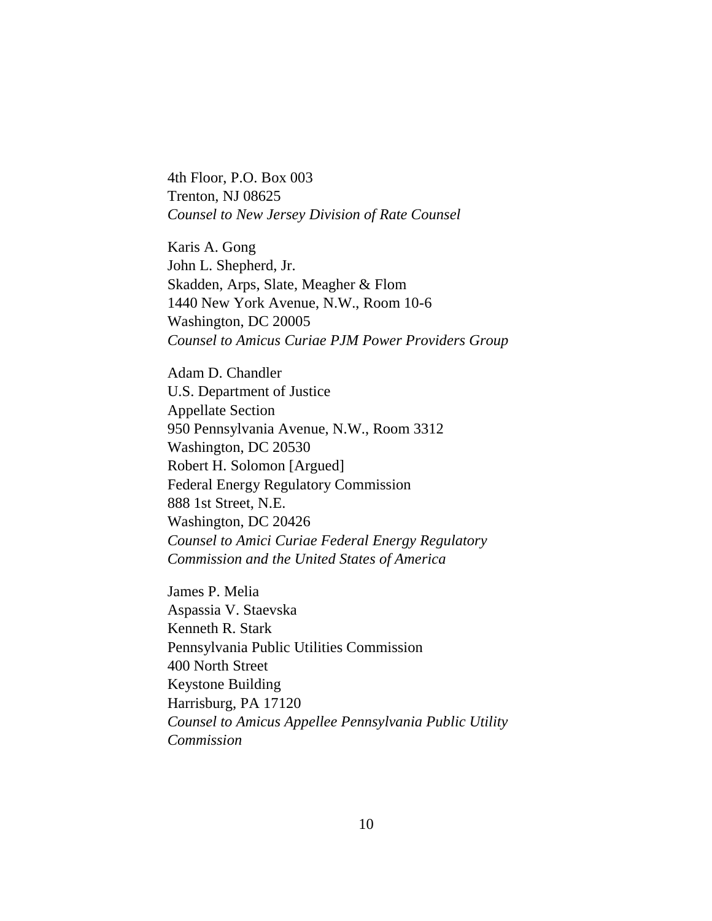4th Floor, P.O. Box 003
Trenton, NJ 08625
*Counsel to New Jersey Division of Rate Counsel*

Karis A. Gong
John L. Shepherd, Jr.
Skadden, Arps, Slate, Meagher & Flom
1440 New York Avenue, N.W., Room 10-6
Washington, DC 20005
*Counsel to Amicus Curiae PJM Power Providers Group*

Adam D. Chandler
U.S. Department of Justice
Appellate Section
950 Pennsylvania Avenue, N.W., Room 3312
Washington, DC 20530
Robert H. Solomon [Argued]
Federal Energy Regulatory Commission
888 1st Street, N.E.
Washington, DC 20426
*Counsel to Amici Curiae Federal Energy Regulatory Commission and the United States of America*

James P. Melia
Aspassia V. Staevska
Kenneth R. Stark
Pennsylvania Public Utilities Commission
400 North Street
Keystone Building
Harrisburg, PA 17120
*Counsel to Amicus Appellee Pennsylvania Public Utility Commission*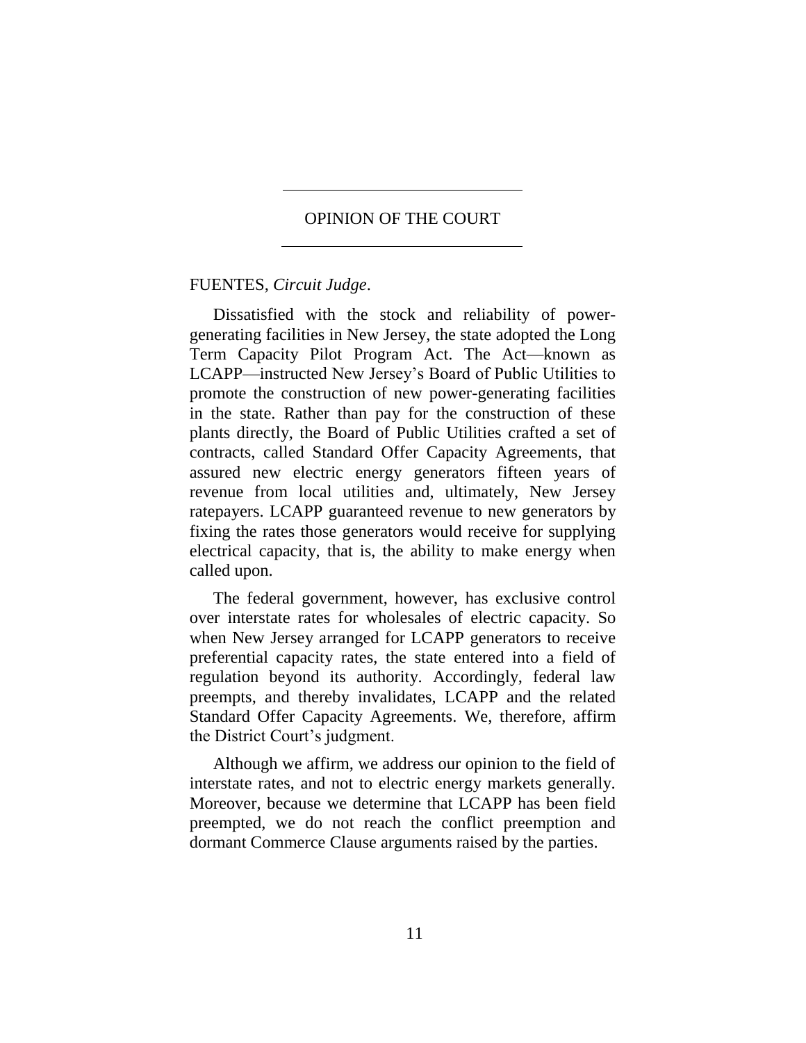## OPINION OF THE COURT

FUENTES, *Circuit Judge*.

Dissatisfied with the stock and reliability of power-generating facilities in New Jersey, the state adopted the Long Term Capacity Pilot Program Act. The Act—known as LCAPP—instructed New Jersey's Board of Public Utilities to promote the construction of new power-generating facilities in the state. Rather than pay for the construction of these plants directly, the Board of Public Utilities crafted a set of contracts, called Standard Offer Capacity Agreements, that assured new electric energy generators fifteen years of revenue from local utilities and, ultimately, New Jersey ratepayers. LCAPP guaranteed revenue to new generators by fixing the rates those generators would receive for supplying electrical capacity, that is, the ability to make energy when called upon.

The federal government, however, has exclusive control over interstate rates for wholesales of electric capacity. So when New Jersey arranged for LCAPP generators to receive preferential capacity rates, the state entered into a field of regulation beyond its authority. Accordingly, federal law preempts, and thereby invalidates, LCAPP and the related Standard Offer Capacity Agreements. We, therefore, affirm the District Court's judgment.

Although we affirm, we address our opinion to the field of interstate rates, and not to electric energy markets generally. Moreover, because we determine that LCAPP has been field preempted, we do not reach the conflict preemption and dormant Commerce Clause arguments raised by the parties.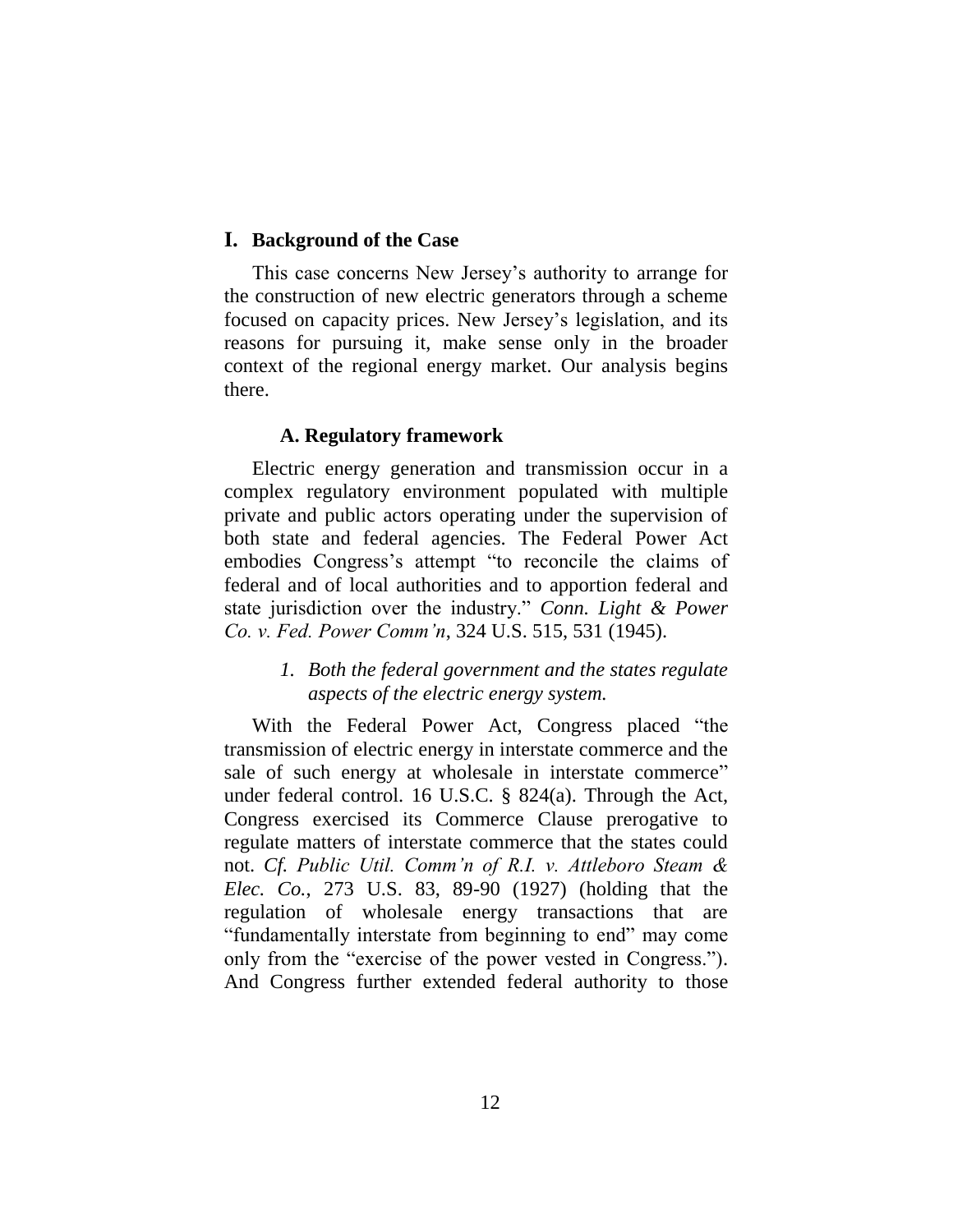## I. Background of the Case

This case concerns New Jersey's authority to arrange for the construction of new electric generators through a scheme focused on capacity prices. New Jersey's legislation, and its reasons for pursuing it, make sense only in the broader context of the regional energy market. Our analysis begins there.

### A. Regulatory framework

Electric energy generation and transmission occur in a complex regulatory environment populated with multiple private and public actors operating under the supervision of both state and federal agencies. The Federal Power Act embodies Congress's attempt "to reconcile the claims of federal and of local authorities and to apportion federal and state jurisdiction over the industry." *Conn. Light & Power Co. v. Fed. Power Comm'n*, 324 U.S. 515, 531 (1945).

#### *1. Both the federal government and the states regulate aspects of the electric energy system.*

With the Federal Power Act, Congress placed "the transmission of electric energy in interstate commerce and the sale of such energy at wholesale in interstate commerce" under federal control. 16 U.S.C. § 824(a). Through the Act, Congress exercised its Commerce Clause prerogative to regulate matters of interstate commerce that the states could not. *Cf. Public Util. Comm'n of R.I. v. Attleboro Steam & Elec. Co.*, 273 U.S. 83, 89-90 (1927) (holding that the regulation of wholesale energy transactions that are "fundamentally interstate from beginning to end" may come only from the "exercise of the power vested in Congress."). And Congress further extended federal authority to those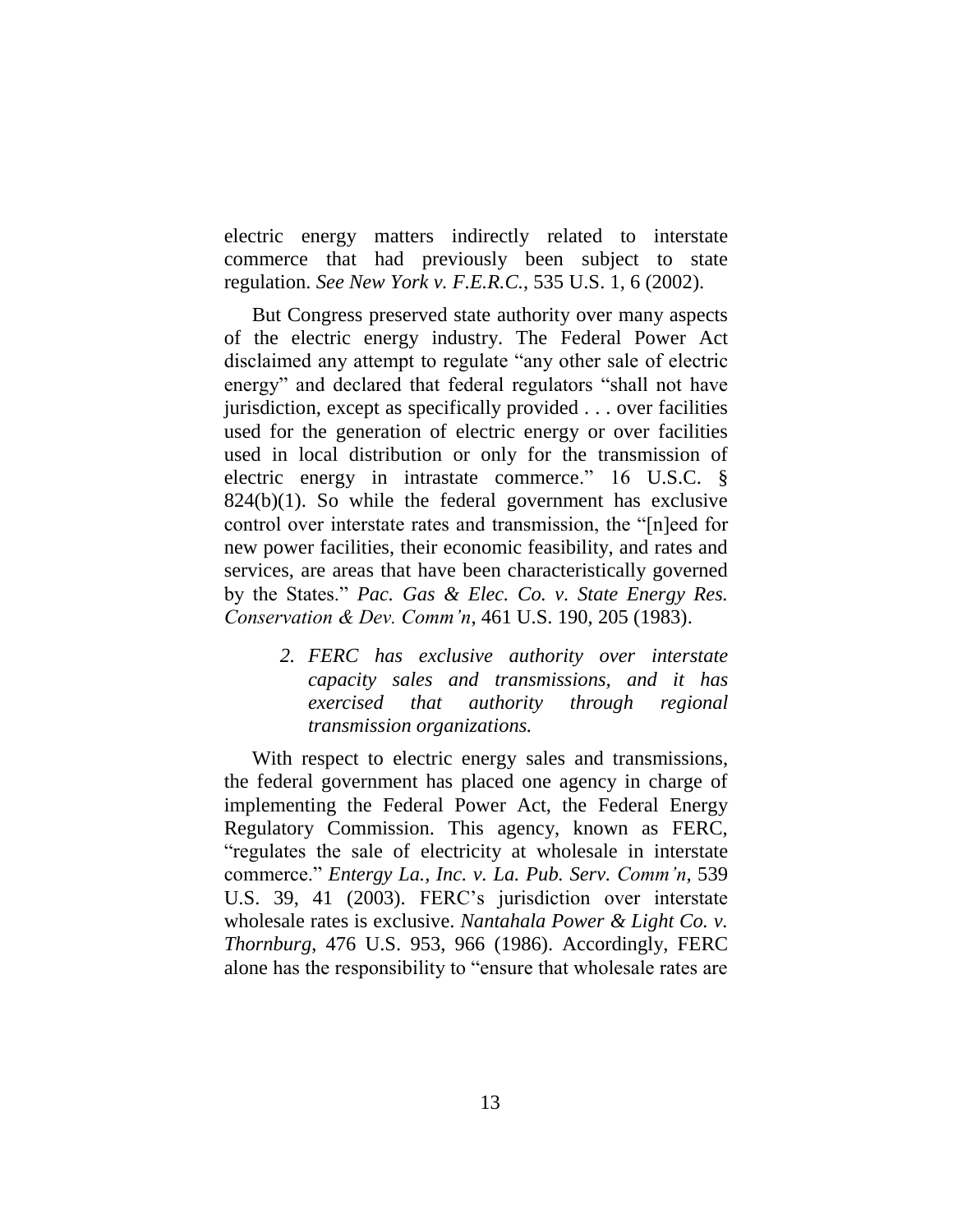electric energy matters indirectly related to interstate commerce that had previously been subject to state regulation. *See New York v. F.E.R.C.*, 535 U.S. 1, 6 (2002).

But Congress preserved state authority over many aspects of the electric energy industry. The Federal Power Act disclaimed any attempt to regulate "any other sale of electric energy" and declared that federal regulators "shall not have jurisdiction, except as specifically provided . . . over facilities used for the generation of electric energy or over facilities used in local distribution or only for the transmission of electric energy in intrastate commerce." 16 U.S.C. § 824(b)(1). So while the federal government has exclusive control over interstate rates and transmission, the "[n]eed for new power facilities, their economic feasibility, and rates and services, are areas that have been characteristically governed by the States." *Pac. Gas & Elec. Co. v. State Energy Res. Conservation & Dev. Comm'n*, 461 U.S. 190, 205 (1983).

*2. FERC has exclusive authority over interstate capacity sales and transmissions, and it has exercised that authority through regional transmission organizations.*

With respect to electric energy sales and transmissions, the federal government has placed one agency in charge of implementing the Federal Power Act, the Federal Energy Regulatory Commission. This agency, known as FERC, "regulates the sale of electricity at wholesale in interstate commerce." *Entergy La., Inc. v. La. Pub. Serv. Comm'n*, 539 U.S. 39, 41 (2003). FERC's jurisdiction over interstate wholesale rates is exclusive. *Nantahala Power & Light Co. v. Thornburg*, 476 U.S. 953, 966 (1986). Accordingly, FERC alone has the responsibility to "ensure that wholesale rates are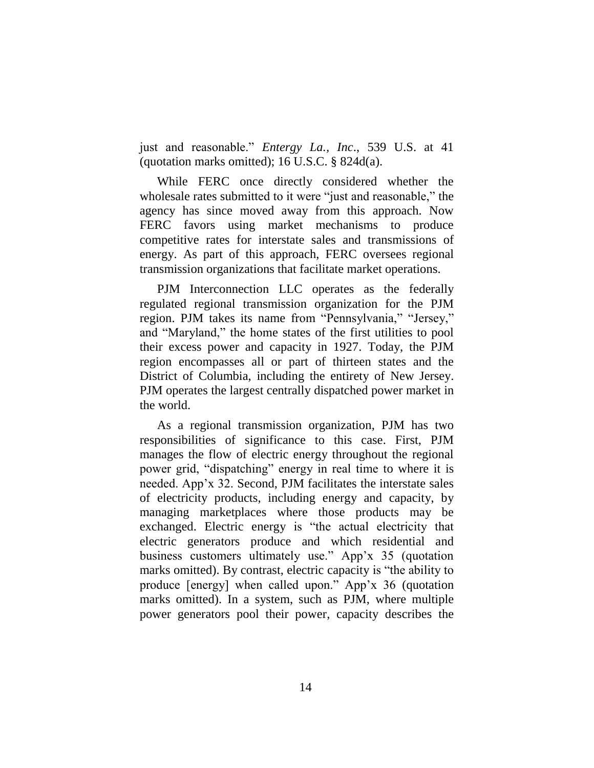just and reasonable." *Entergy La., Inc*., 539 U.S. at 41 (quotation marks omitted); 16 U.S.C. § 824d(a).

While FERC once directly considered whether the wholesale rates submitted to it were "just and reasonable," the agency has since moved away from this approach. Now FERC favors using market mechanisms to produce competitive rates for interstate sales and transmissions of energy. As part of this approach, FERC oversees regional transmission organizations that facilitate market operations.

PJM Interconnection LLC operates as the federally regulated regional transmission organization for the PJM region. PJM takes its name from "Pennsylvania," "Jersey," and "Maryland," the home states of the first utilities to pool their excess power and capacity in 1927. Today, the PJM region encompasses all or part of thirteen states and the District of Columbia, including the entirety of New Jersey. PJM operates the largest centrally dispatched power market in the world.

As a regional transmission organization, PJM has two responsibilities of significance to this case. First, PJM manages the flow of electric energy throughout the regional power grid, "dispatching" energy in real time to where it is needed. App'x 32. Second, PJM facilitates the interstate sales of electricity products, including energy and capacity, by managing marketplaces where those products may be exchanged. Electric energy is "the actual electricity that electric generators produce and which residential and business customers ultimately use." App'x 35 (quotation marks omitted). By contrast, electric capacity is "the ability to produce [energy] when called upon." App'x 36 (quotation marks omitted). In a system, such as PJM, where multiple power generators pool their power, capacity describes the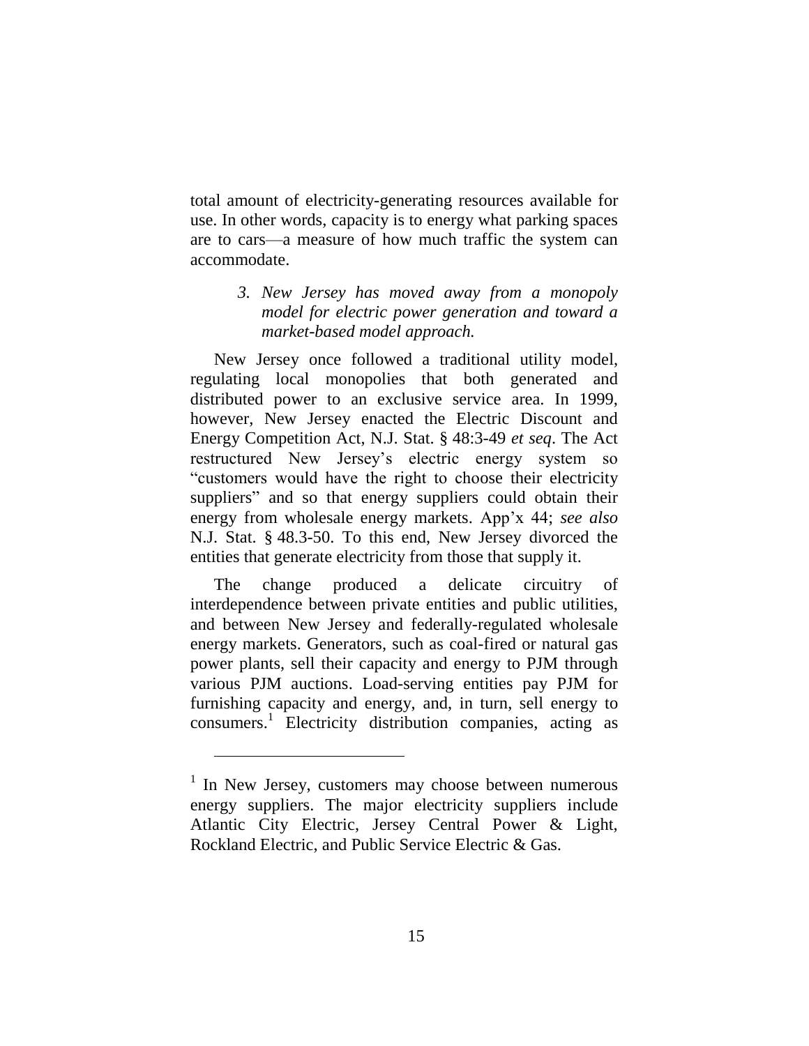total amount of electricity-generating resources available for use. In other words, capacity is to energy what parking spaces are to cars—a measure of how much traffic the system can accommodate.

### *3. New Jersey has moved away from a monopoly model for electric power generation and toward a market-based model approach.*

New Jersey once followed a traditional utility model, regulating local monopolies that both generated and distributed power to an exclusive service area. In 1999, however, New Jersey enacted the Electric Discount and Energy Competition Act, N.J. Stat. § 48:3-49 *et seq*. The Act restructured New Jersey's electric energy system so "customers would have the right to choose their electricity suppliers" and so that energy suppliers could obtain their energy from wholesale energy markets. App'x 44; *see also* N.J. Stat. § 48.3-50. To this end, New Jersey divorced the entities that generate electricity from those that supply it.

The change produced a delicate circuitry of interdependence between private entities and public utilities, and between New Jersey and federally-regulated wholesale energy markets. Generators, such as coal-fired or natural gas power plants, sell their capacity and energy to PJM through various PJM auctions. Load-serving entities pay PJM for furnishing capacity and energy, and, in turn, sell energy to consumers.[1] Electricity distribution companies, acting as

[1] In New Jersey, customers may choose between numerous energy suppliers. The major electricity suppliers include Atlantic City Electric, Jersey Central Power & Light, Rockland Electric, and Public Service Electric & Gas.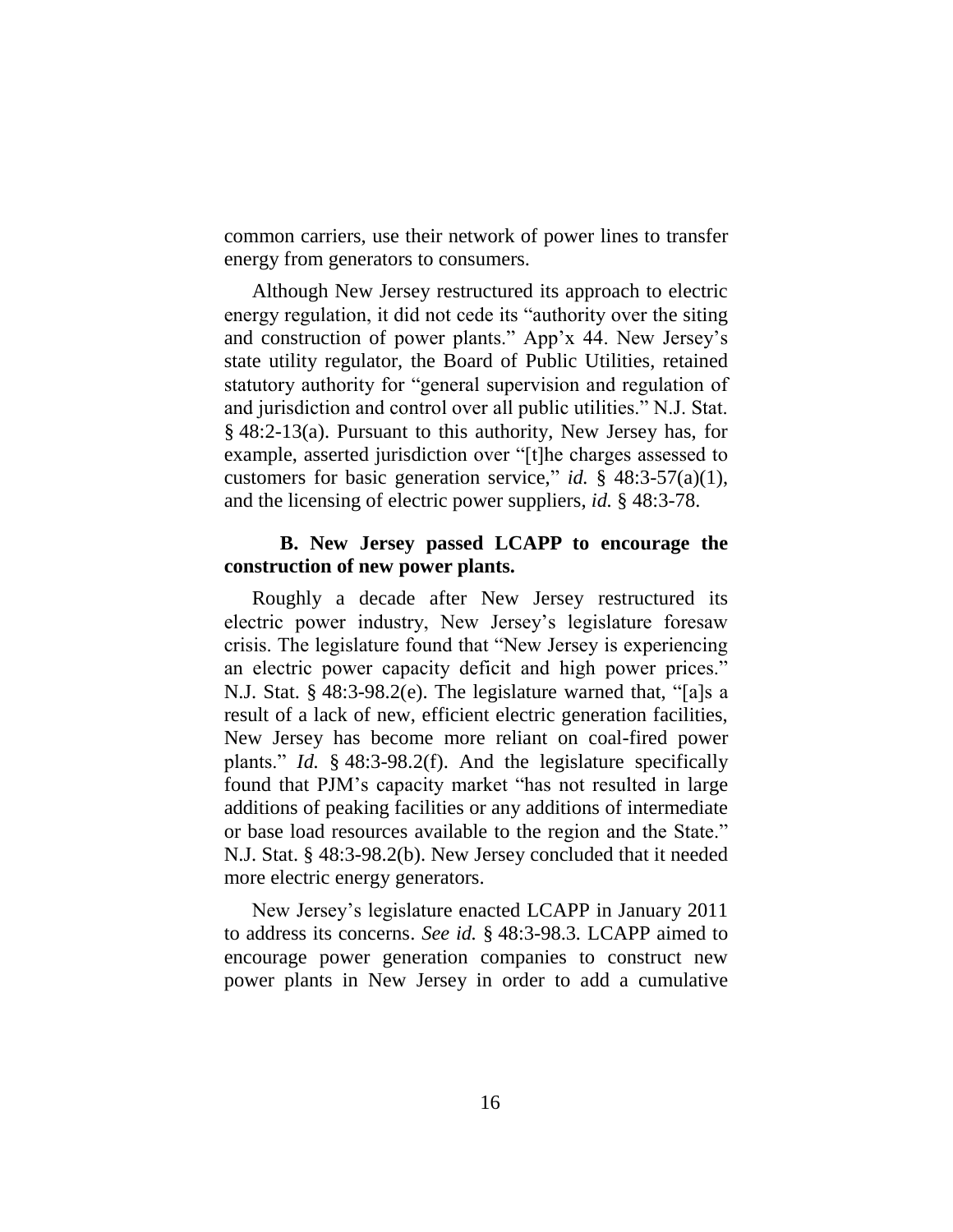common carriers, use their network of power lines to transfer energy from generators to consumers.

Although New Jersey restructured its approach to electric energy regulation, it did not cede its "authority over the siting and construction of power plants." App'x 44. New Jersey's state utility regulator, the Board of Public Utilities, retained statutory authority for "general supervision and regulation of and jurisdiction and control over all public utilities." N.J. Stat. § 48:2-13(a). Pursuant to this authority, New Jersey has, for example, asserted jurisdiction over "[t]he charges assessed to customers for basic generation service," *id.* § 48:3-57(a)(1), and the licensing of electric power suppliers, *id.* § 48:3-78.

**B. New Jersey passed LCAPP to encourage the construction of new power plants.**

Roughly a decade after New Jersey restructured its electric power industry, New Jersey's legislature foresaw crisis. The legislature found that "New Jersey is experiencing an electric power capacity deficit and high power prices." N.J. Stat. § 48:3-98.2(e). The legislature warned that, "[a]s a result of a lack of new, efficient electric generation facilities, New Jersey has become more reliant on coal-fired power plants." *Id.* § 48:3-98.2(f). And the legislature specifically found that PJM's capacity market "has not resulted in large additions of peaking facilities or any additions of intermediate or base load resources available to the region and the State." N.J. Stat. § 48:3-98.2(b). New Jersey concluded that it needed more electric energy generators.

New Jersey's legislature enacted LCAPP in January 2011 to address its concerns. *See id.* § 48:3-98.3. LCAPP aimed to encourage power generation companies to construct new power plants in New Jersey in order to add a cumulative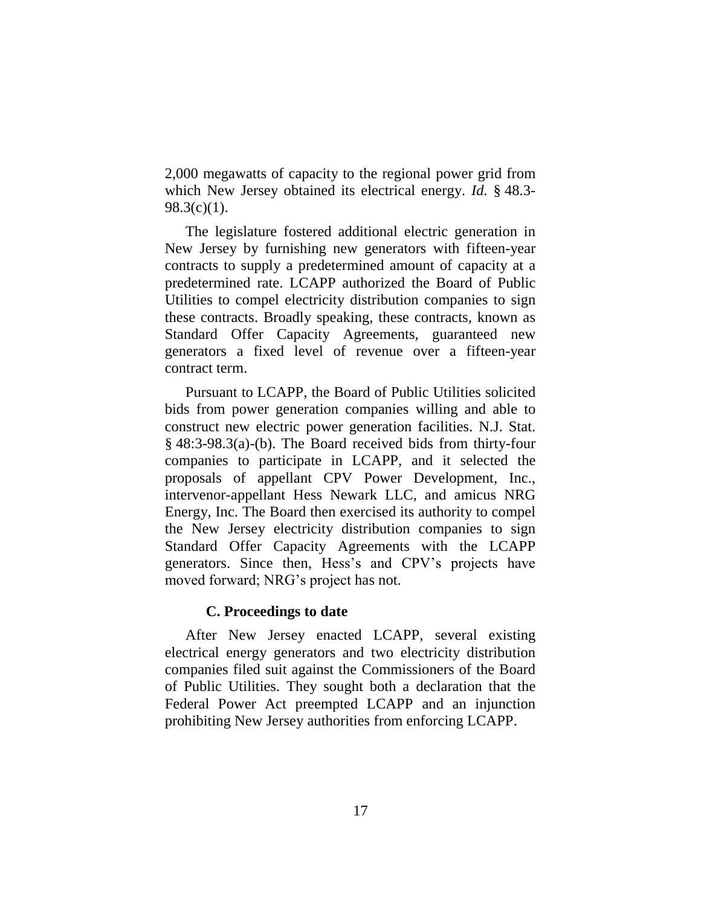2,000 megawatts of capacity to the regional power grid from which New Jersey obtained its electrical energy. *Id.* § 48.3-98.3(c)(1).

The legislature fostered additional electric generation in New Jersey by furnishing new generators with fifteen-year contracts to supply a predetermined amount of capacity at a predetermined rate. LCAPP authorized the Board of Public Utilities to compel electricity distribution companies to sign these contracts. Broadly speaking, these contracts, known as Standard Offer Capacity Agreements, guaranteed new generators a fixed level of revenue over a fifteen-year contract term.

Pursuant to LCAPP, the Board of Public Utilities solicited bids from power generation companies willing and able to construct new electric power generation facilities. N.J. Stat. § 48:3-98.3(a)-(b). The Board received bids from thirty-four companies to participate in LCAPP, and it selected the proposals of appellant CPV Power Development, Inc., intervenor-appellant Hess Newark LLC, and amicus NRG Energy, Inc. The Board then exercised its authority to compel the New Jersey electricity distribution companies to sign Standard Offer Capacity Agreements with the LCAPP generators. Since then, Hess's and CPV's projects have moved forward; NRG's project has not.

### C. Proceedings to date

After New Jersey enacted LCAPP, several existing electrical energy generators and two electricity distribution companies filed suit against the Commissioners of the Board of Public Utilities. They sought both a declaration that the Federal Power Act preempted LCAPP and an injunction prohibiting New Jersey authorities from enforcing LCAPP.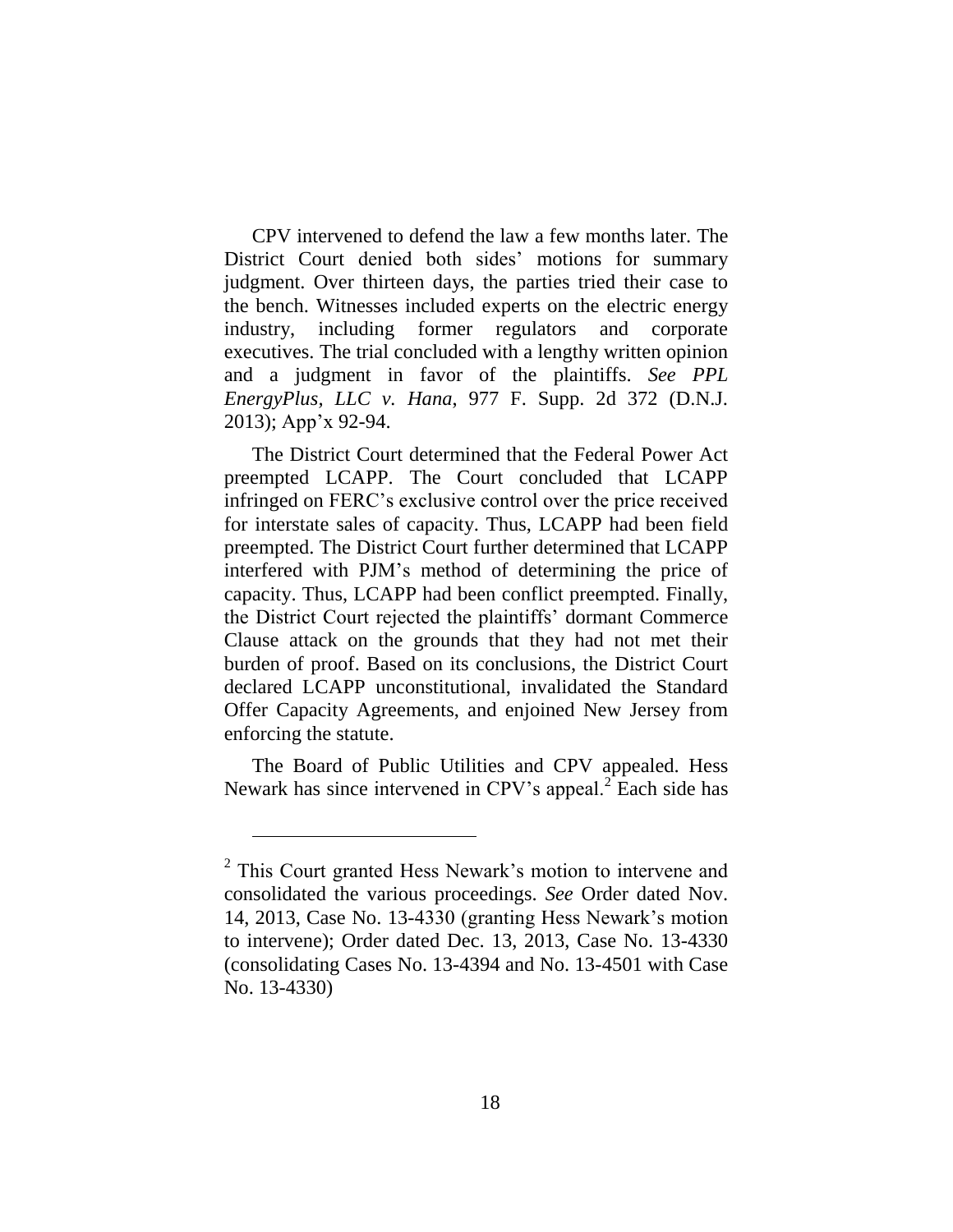CPV intervened to defend the law a few months later. The District Court denied both sides' motions for summary judgment. Over thirteen days, the parties tried their case to the bench. Witnesses included experts on the electric energy industry, including former regulators and corporate executives. The trial concluded with a lengthy written opinion and a judgment in favor of the plaintiffs. *See PPL EnergyPlus, LLC v. Hana*, 977 F. Supp. 2d 372 (D.N.J. 2013); App'x 92-94.

The District Court determined that the Federal Power Act preempted LCAPP. The Court concluded that LCAPP infringed on FERC's exclusive control over the price received for interstate sales of capacity. Thus, LCAPP had been field preempted. The District Court further determined that LCAPP interfered with PJM's method of determining the price of capacity. Thus, LCAPP had been conflict preempted. Finally, the District Court rejected the plaintiffs' dormant Commerce Clause attack on the grounds that they had not met their burden of proof. Based on its conclusions, the District Court declared LCAPP unconstitutional, invalidated the Standard Offer Capacity Agreements, and enjoined New Jersey from enforcing the statute.

The Board of Public Utilities and CPV appealed. Hess Newark has since intervened in CPV's appeal.[2] Each side has

---

[2] This Court granted Hess Newark's motion to intervene and consolidated the various proceedings. *See* Order dated Nov. 14, 2013, Case No. 13-4330 (granting Hess Newark's motion to intervene); Order dated Dec. 13, 2013, Case No. 13-4330 (consolidating Cases No. 13-4394 and No. 13-4501 with Case No. 13-4330)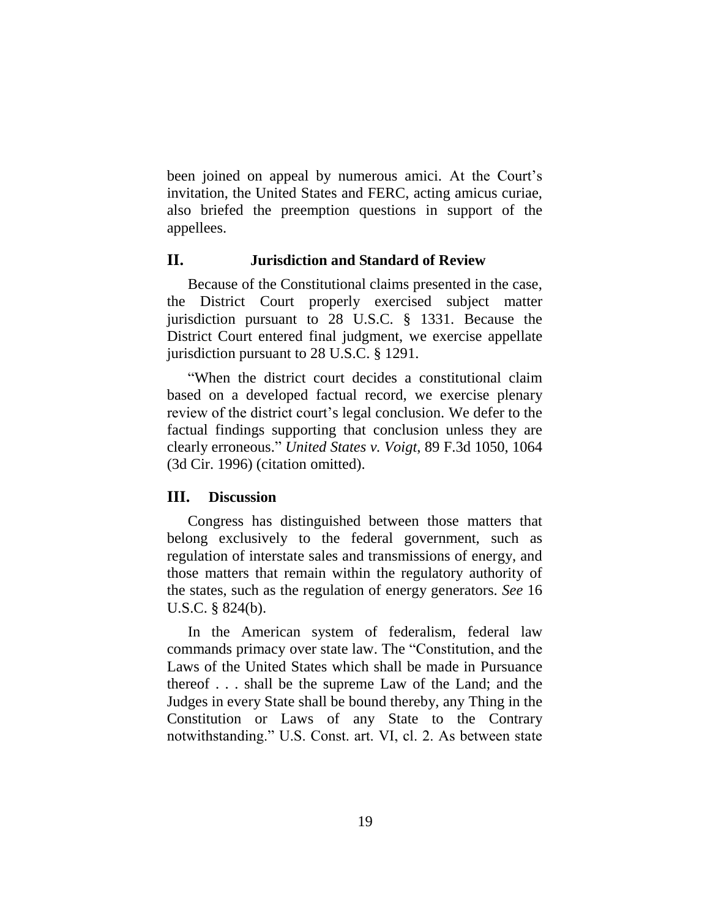been joined on appeal by numerous amici. At the Court's invitation, the United States and FERC, acting amicus curiae, also briefed the preemption questions in support of the appellees.

## II. Jurisdiction and Standard of Review

Because of the Constitutional claims presented in the case, the District Court properly exercised subject matter jurisdiction pursuant to 28 U.S.C. § 1331. Because the District Court entered final judgment, we exercise appellate jurisdiction pursuant to 28 U.S.C. § 1291.

"When the district court decides a constitutional claim based on a developed factual record, we exercise plenary review of the district court's legal conclusion. We defer to the factual findings supporting that conclusion unless they are clearly erroneous." *United States v. Voigt*, 89 F.3d 1050, 1064 (3d Cir. 1996) (citation omitted).

## III. Discussion

Congress has distinguished between those matters that belong exclusively to the federal government, such as regulation of interstate sales and transmissions of energy, and those matters that remain within the regulatory authority of the states, such as the regulation of energy generators. *See* 16 U.S.C. § 824(b).

In the American system of federalism, federal law commands primacy over state law. The "Constitution, and the Laws of the United States which shall be made in Pursuance thereof . . . shall be the supreme Law of the Land; and the Judges in every State shall be bound thereby, any Thing in the Constitution or Laws of any State to the Contrary notwithstanding." U.S. Const. art. VI, cl. 2. As between state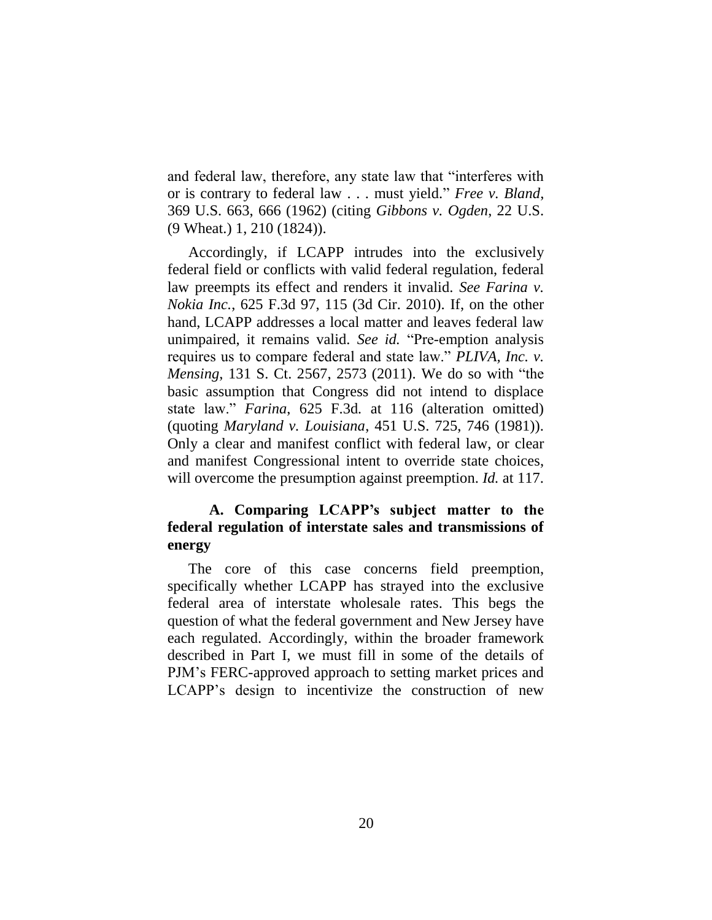and federal law, therefore, any state law that "interferes with or is contrary to federal law . . . must yield." *Free v. Bland*, 369 U.S. 663, 666 (1962) (citing *Gibbons v. Ogden*, 22 U.S. (9 Wheat.) 1, 210 (1824)).

Accordingly, if LCAPP intrudes into the exclusively federal field or conflicts with valid federal regulation, federal law preempts its effect and renders it invalid. *See Farina v. Nokia Inc.*, 625 F.3d 97, 115 (3d Cir. 2010). If, on the other hand, LCAPP addresses a local matter and leaves federal law unimpaired, it remains valid. *See id.* "Pre-emption analysis requires us to compare federal and state law." *PLIVA, Inc. v. Mensing*, 131 S. Ct. 2567, 2573 (2011). We do so with "the basic assumption that Congress did not intend to displace state law." *Farina*, 625 F.3d. at 116 (alteration omitted) (quoting *Maryland v. Louisiana*, 451 U.S. 725, 746 (1981)). Only a clear and manifest conflict with federal law, or clear and manifest Congressional intent to override state choices, will overcome the presumption against preemption. *Id.* at 117.

### A. Comparing LCAPP's subject matter to the federal regulation of interstate sales and transmissions of energy

The core of this case concerns field preemption, specifically whether LCAPP has strayed into the exclusive federal area of interstate wholesale rates. This begs the question of what the federal government and New Jersey have each regulated. Accordingly, within the broader framework described in Part I, we must fill in some of the details of PJM's FERC-approved approach to setting market prices and LCAPP's design to incentivize the construction of new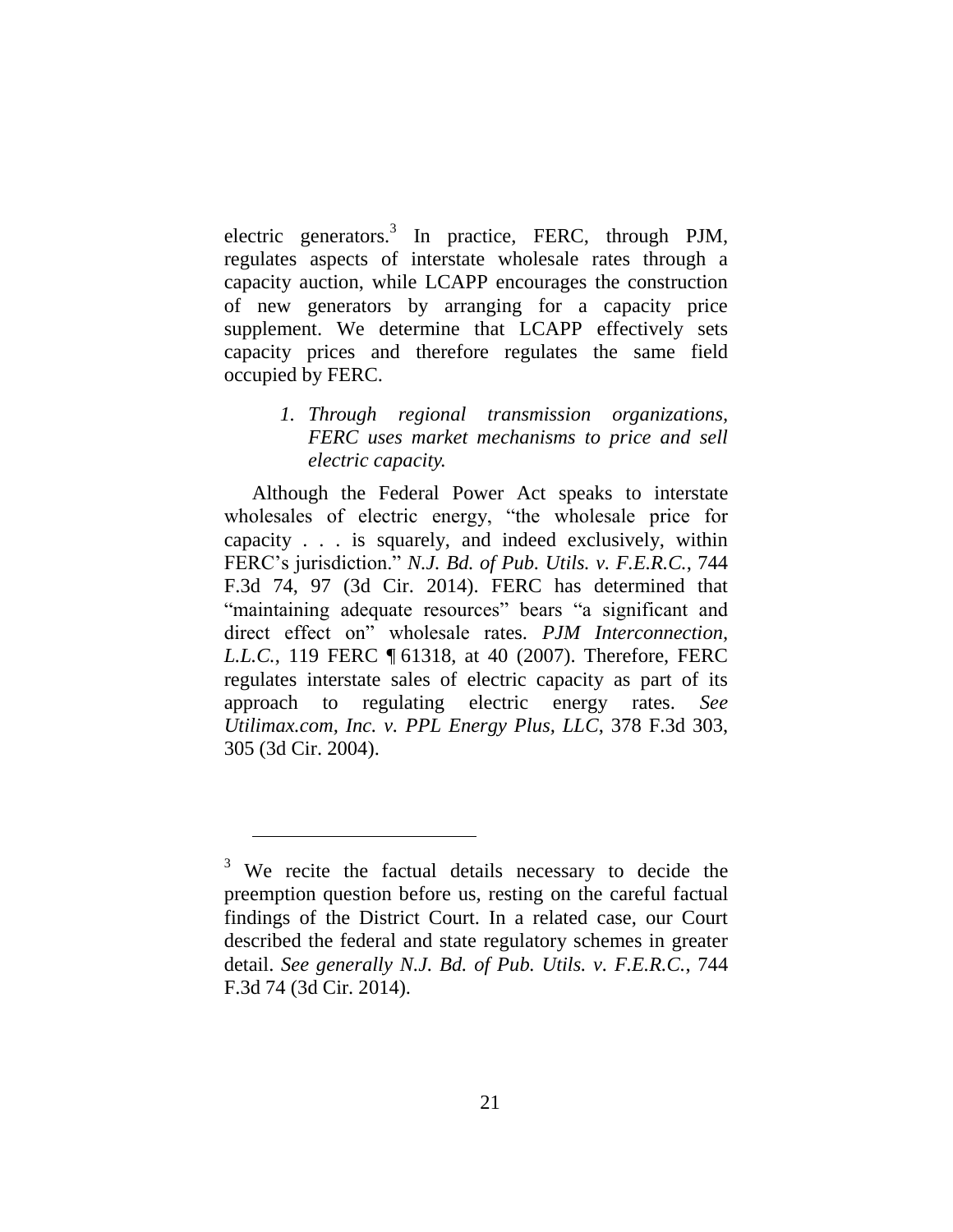electric generators.[3] In practice, FERC, through PJM, regulates aspects of interstate wholesale rates through a capacity auction, while LCAPP encourages the construction of new generators by arranging for a capacity price supplement. We determine that LCAPP effectively sets capacity prices and therefore regulates the same field occupied by FERC.

*1. Through regional transmission organizations, FERC uses market mechanisms to price and sell electric capacity.*

Although the Federal Power Act speaks to interstate wholesales of electric energy, "the wholesale price for capacity . . . is squarely, and indeed exclusively, within FERC's jurisdiction." *N.J. Bd. of Pub. Utils. v. F.E.R.C.*, 744 F.3d 74, 97 (3d Cir. 2014). FERC has determined that "maintaining adequate resources" bears "a significant and direct effect on" wholesale rates. *PJM Interconnection, L.L.C.*, 119 FERC ¶ 61318, at 40 (2007). Therefore, FERC regulates interstate sales of electric capacity as part of its approach to regulating electric energy rates. *See Utilimax.com, Inc. v. PPL Energy Plus, LLC*, 378 F.3d 303, 305 (3d Cir. 2004).

---

[3] We recite the factual details necessary to decide the preemption question before us, resting on the careful factual findings of the District Court. In a related case, our Court described the federal and state regulatory schemes in greater detail. *See generally N.J. Bd. of Pub. Utils. v. F.E.R.C.*, 744 F.3d 74 (3d Cir. 2014).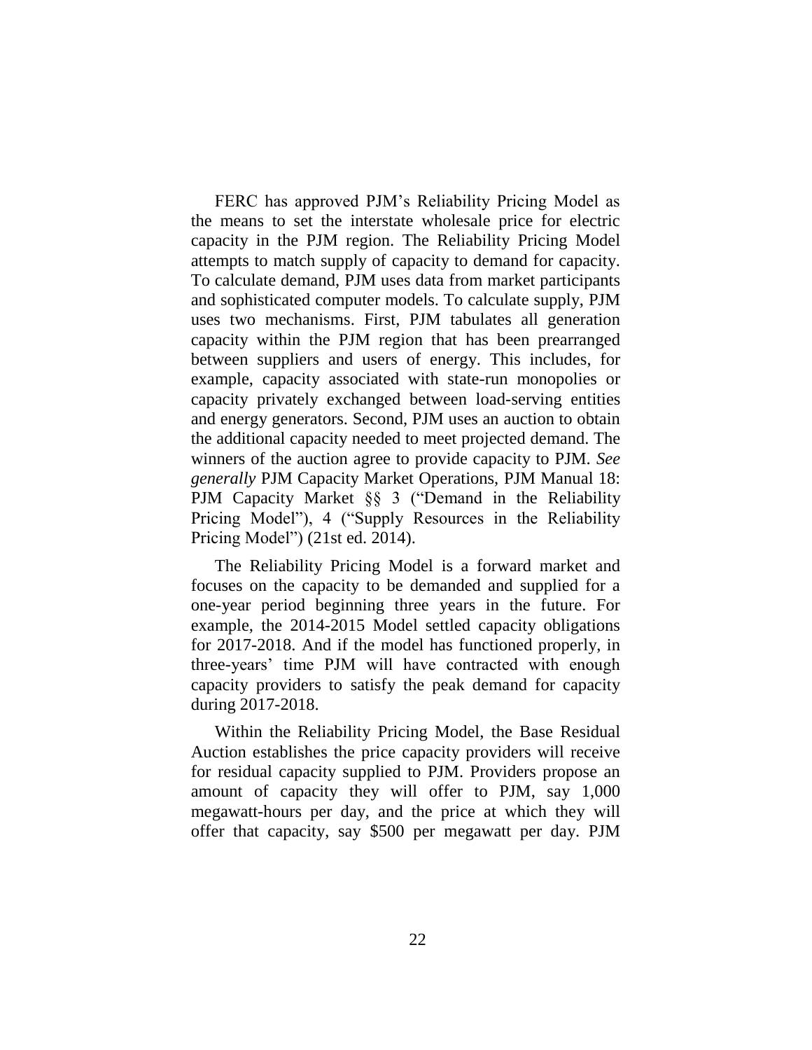FERC has approved PJM's Reliability Pricing Model as the means to set the interstate wholesale price for electric capacity in the PJM region. The Reliability Pricing Model attempts to match supply of capacity to demand for capacity. To calculate demand, PJM uses data from market participants and sophisticated computer models. To calculate supply, PJM uses two mechanisms. First, PJM tabulates all generation capacity within the PJM region that has been prearranged between suppliers and users of energy. This includes, for example, capacity associated with state-run monopolies or capacity privately exchanged between load-serving entities and energy generators. Second, PJM uses an auction to obtain the additional capacity needed to meet projected demand. The winners of the auction agree to provide capacity to PJM. *See generally* PJM Capacity Market Operations, PJM Manual 18: PJM Capacity Market §§ 3 ("Demand in the Reliability Pricing Model"), 4 ("Supply Resources in the Reliability Pricing Model") (21st ed. 2014).

The Reliability Pricing Model is a forward market and focuses on the capacity to be demanded and supplied for a one-year period beginning three years in the future. For example, the 2014-2015 Model settled capacity obligations for 2017-2018. And if the model has functioned properly, in three-years' time PJM will have contracted with enough capacity providers to satisfy the peak demand for capacity during 2017-2018.

Within the Reliability Pricing Model, the Base Residual Auction establishes the price capacity providers will receive for residual capacity supplied to PJM. Providers propose an amount of capacity they will offer to PJM, say 1,000 megawatt-hours per day, and the price at which they will offer that capacity, say $500 per megawatt per day. PJM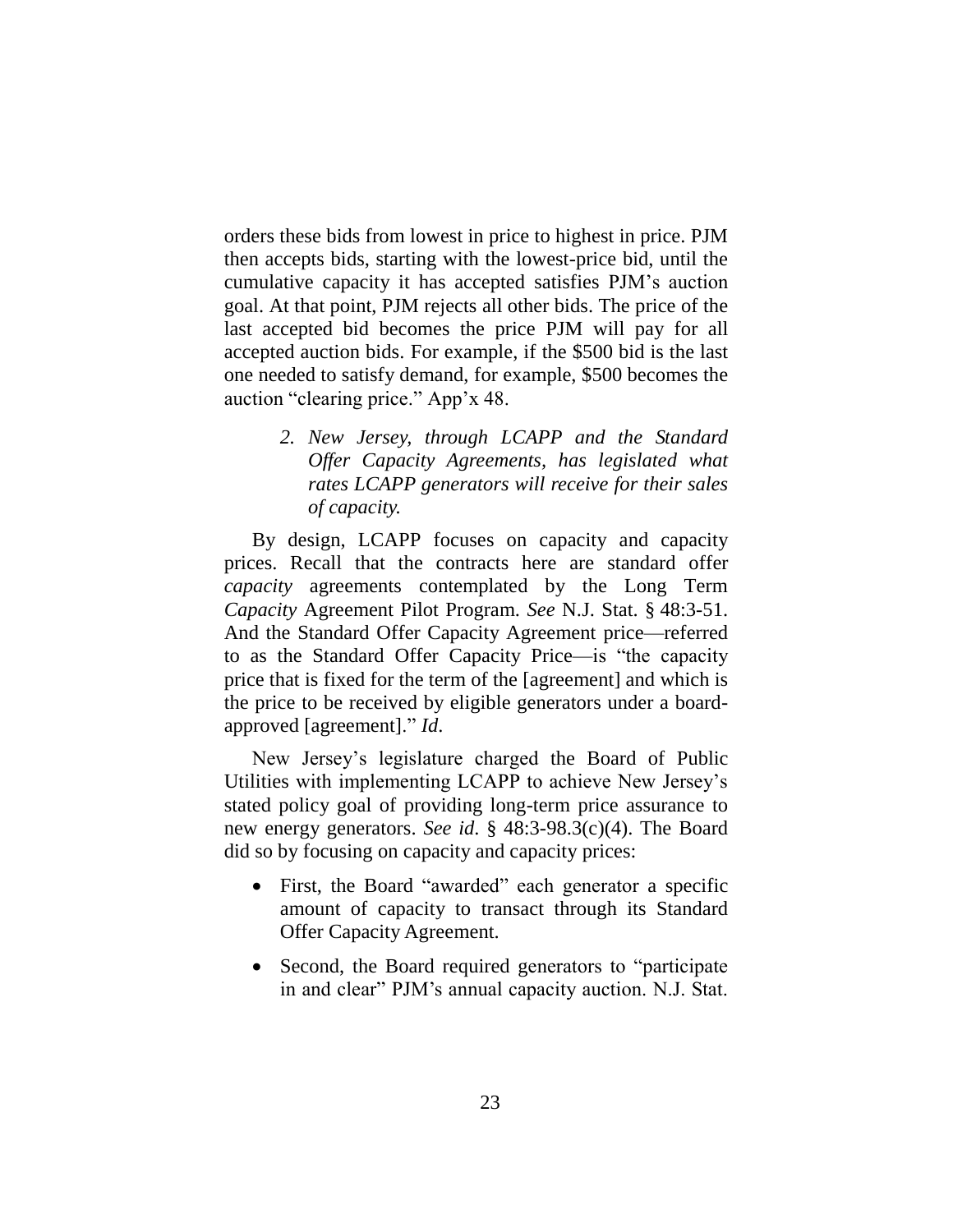orders these bids from lowest in price to highest in price. PJM then accepts bids, starting with the lowest-price bid, until the cumulative capacity it has accepted satisfies PJM's auction goal. At that point, PJM rejects all other bids. The price of the last accepted bid becomes the price PJM will pay for all accepted auction bids. For example, if the $500 bid is the last one needed to satisfy demand, for example, $500 becomes the auction "clearing price." App'x 48.

> *2. New Jersey, through LCAPP and the Standard Offer Capacity Agreements, has legislated what rates LCAPP generators will receive for their sales of capacity.*

By design, LCAPP focuses on capacity and capacity prices. Recall that the contracts here are standard offer *capacity* agreements contemplated by the Long Term *Capacity* Agreement Pilot Program. *See* N.J. Stat. § 48:3-51. And the Standard Offer Capacity Agreement price—referred to as the Standard Offer Capacity Price—is "the capacity price that is fixed for the term of the [agreement] and which is the price to be received by eligible generators under a board-approved [agreement]." *Id.*

New Jersey's legislature charged the Board of Public Utilities with implementing LCAPP to achieve New Jersey's stated policy goal of providing long-term price assurance to new energy generators. *See id*. § 48:3-98.3(c)(4). The Board did so by focusing on capacity and capacity prices:

- First, the Board "awarded" each generator a specific amount of capacity to transact through its Standard Offer Capacity Agreement.
- Second, the Board required generators to "participate in and clear" PJM's annual capacity auction. N.J. Stat.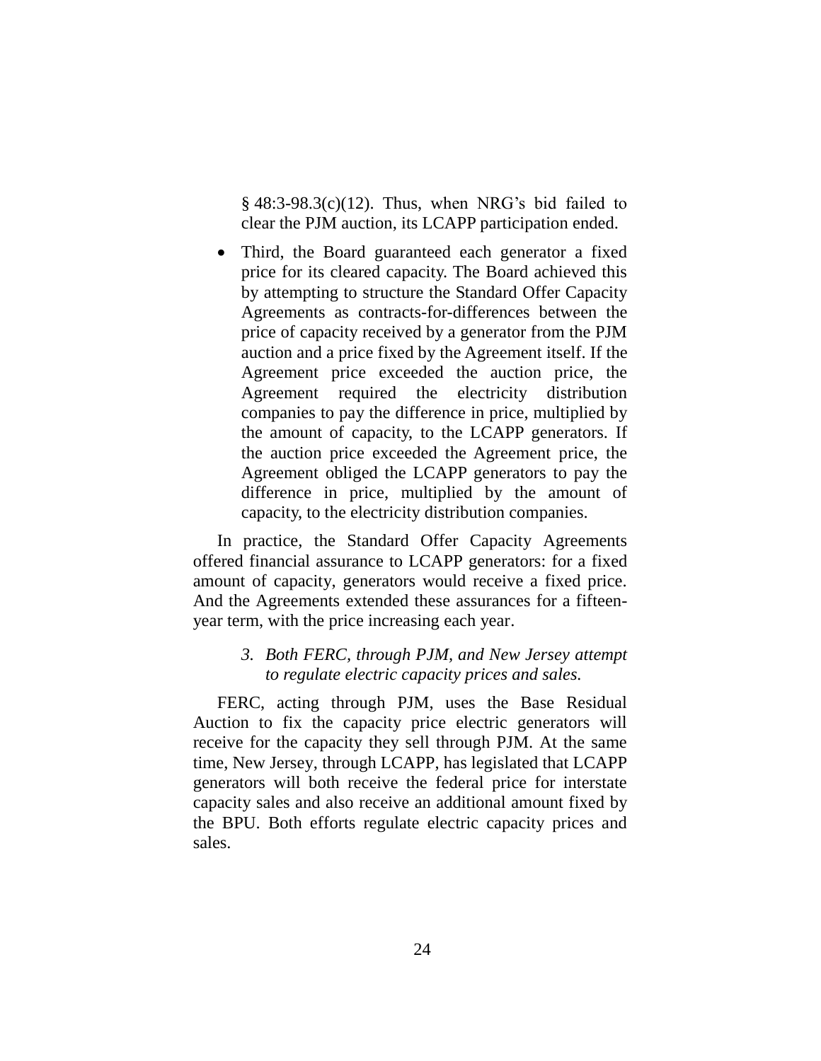§ 48:3-98.3(c)(12). Thus, when NRG's bid failed to clear the PJM auction, its LCAPP participation ended.

- Third, the Board guaranteed each generator a fixed price for its cleared capacity. The Board achieved this by attempting to structure the Standard Offer Capacity Agreements as contracts-for-differences between the price of capacity received by a generator from the PJM auction and a price fixed by the Agreement itself. If the Agreement price exceeded the auction price, the Agreement required the electricity distribution companies to pay the difference in price, multiplied by the amount of capacity, to the LCAPP generators. If the auction price exceeded the Agreement price, the Agreement obliged the LCAPP generators to pay the difference in price, multiplied by the amount of capacity, to the electricity distribution companies.

In practice, the Standard Offer Capacity Agreements offered financial assurance to LCAPP generators: for a fixed amount of capacity, generators would receive a fixed price. And the Agreements extended these assurances for a fifteen-year term, with the price increasing each year.

*3. Both FERC, through PJM, and New Jersey attempt to regulate electric capacity prices and sales.*

FERC, acting through PJM, uses the Base Residual Auction to fix the capacity price electric generators will receive for the capacity they sell through PJM. At the same time, New Jersey, through LCAPP, has legislated that LCAPP generators will both receive the federal price for interstate capacity sales and also receive an additional amount fixed by the BPU. Both efforts regulate electric capacity prices and sales.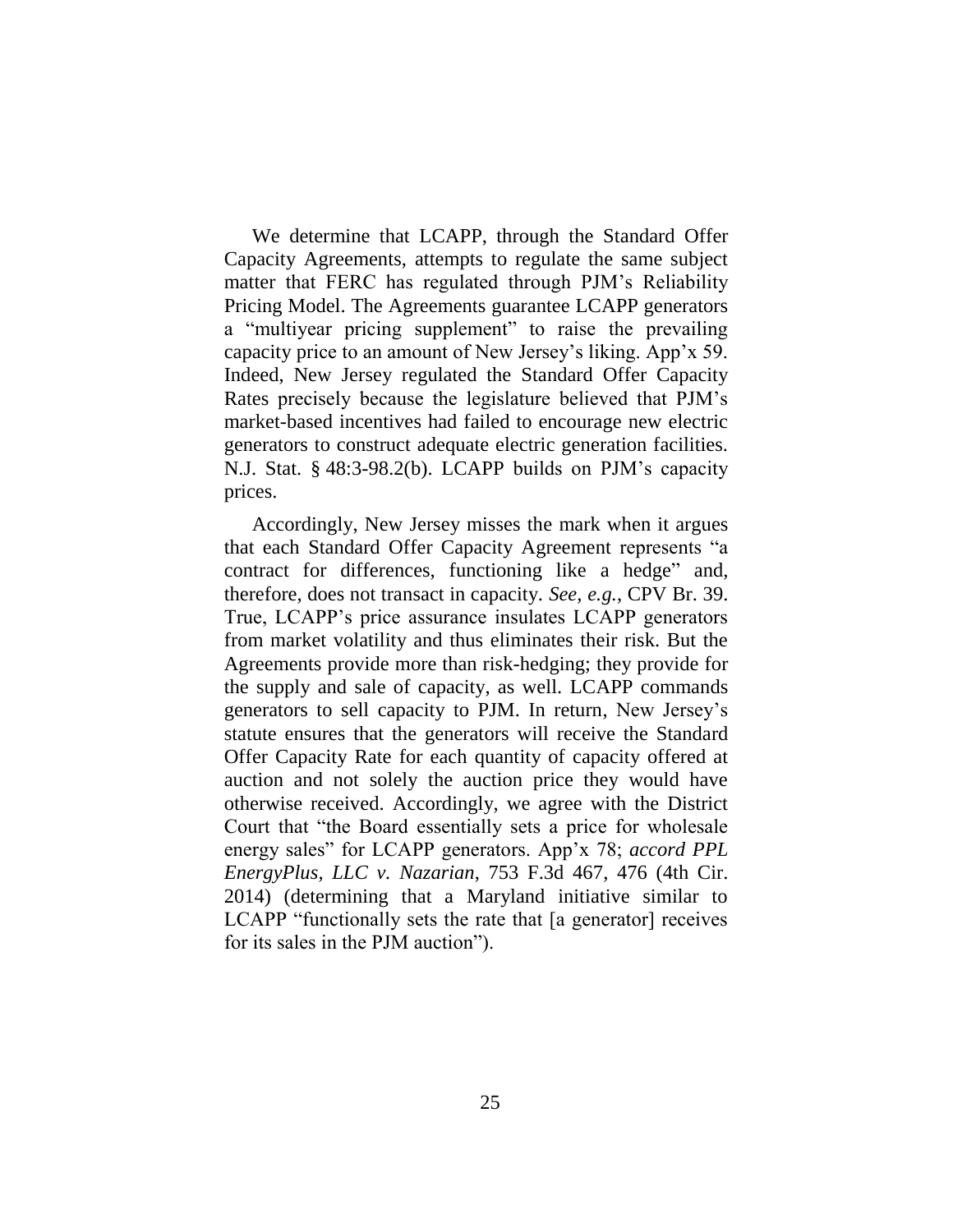We determine that LCAPP, through the Standard Offer Capacity Agreements, attempts to regulate the same subject matter that FERC has regulated through PJM's Reliability Pricing Model. The Agreements guarantee LCAPP generators a "multiyear pricing supplement" to raise the prevailing capacity price to an amount of New Jersey's liking. App'x 59. Indeed, New Jersey regulated the Standard Offer Capacity Rates precisely because the legislature believed that PJM's market-based incentives had failed to encourage new electric generators to construct adequate electric generation facilities. N.J. Stat. § 48:3-98.2(b). LCAPP builds on PJM's capacity prices.

Accordingly, New Jersey misses the mark when it argues that each Standard Offer Capacity Agreement represents "a contract for differences, functioning like a hedge" and, therefore, does not transact in capacity. *See, e.g.*, CPV Br. 39. True, LCAPP's price assurance insulates LCAPP generators from market volatility and thus eliminates their risk. But the Agreements provide more than risk-hedging; they provide for the supply and sale of capacity, as well. LCAPP commands generators to sell capacity to PJM. In return, New Jersey's statute ensures that the generators will receive the Standard Offer Capacity Rate for each quantity of capacity offered at auction and not solely the auction price they would have otherwise received. Accordingly, we agree with the District Court that "the Board essentially sets a price for wholesale energy sales" for LCAPP generators. App'x 78; *accord PPL EnergyPlus, LLC v. Nazarian*, 753 F.3d 467, 476 (4th Cir. 2014) (determining that a Maryland initiative similar to LCAPP "functionally sets the rate that [a generator] receives for its sales in the PJM auction").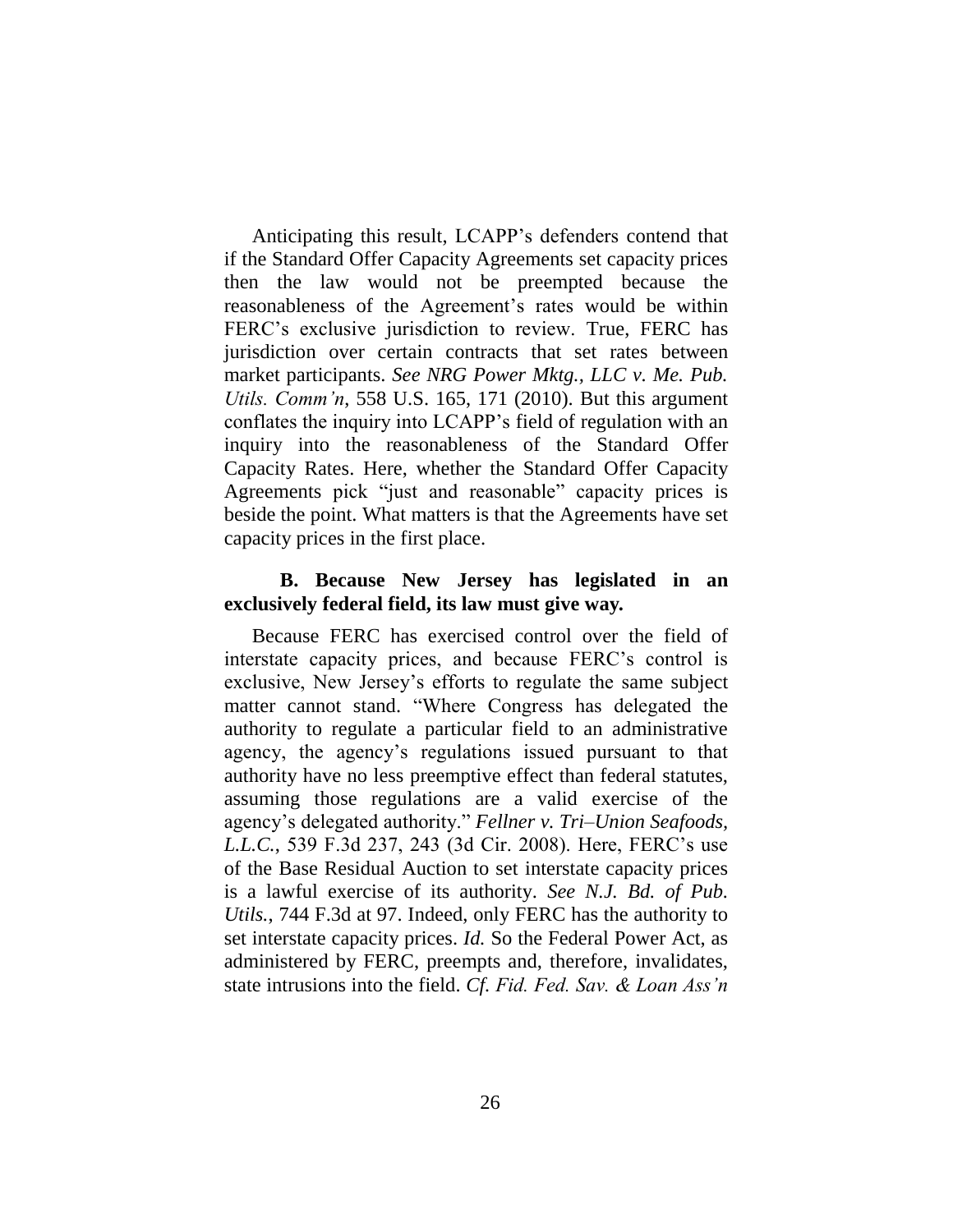Anticipating this result, LCAPP's defenders contend that if the Standard Offer Capacity Agreements set capacity prices then the law would not be preempted because the reasonableness of the Agreement's rates would be within FERC's exclusive jurisdiction to review. True, FERC has jurisdiction over certain contracts that set rates between market participants. *See NRG Power Mktg., LLC v. Me. Pub. Utils. Comm'n*, 558 U.S. 165, 171 (2010). But this argument conflates the inquiry into LCAPP's field of regulation with an inquiry into the reasonableness of the Standard Offer Capacity Rates. Here, whether the Standard Offer Capacity Agreements pick "just and reasonable" capacity prices is beside the point. What matters is that the Agreements have set capacity prices in the first place.

**B. Because New Jersey has legislated in an exclusively federal field, its law must give way.**

Because FERC has exercised control over the field of interstate capacity prices, and because FERC's control is exclusive, New Jersey's efforts to regulate the same subject matter cannot stand. "Where Congress has delegated the authority to regulate a particular field to an administrative agency, the agency's regulations issued pursuant to that authority have no less preemptive effect than federal statutes, assuming those regulations are a valid exercise of the agency's delegated authority." *Fellner v. Tri–Union Seafoods, L.L.C.*, 539 F.3d 237, 243 (3d Cir. 2008). Here, FERC's use of the Base Residual Auction to set interstate capacity prices is a lawful exercise of its authority. *See N.J. Bd. of Pub. Utils.*, 744 F.3d at 97. Indeed, only FERC has the authority to set interstate capacity prices. *Id.* So the Federal Power Act, as administered by FERC, preempts and, therefore, invalidates, state intrusions into the field. *Cf. Fid. Fed. Sav. & Loan Ass'n*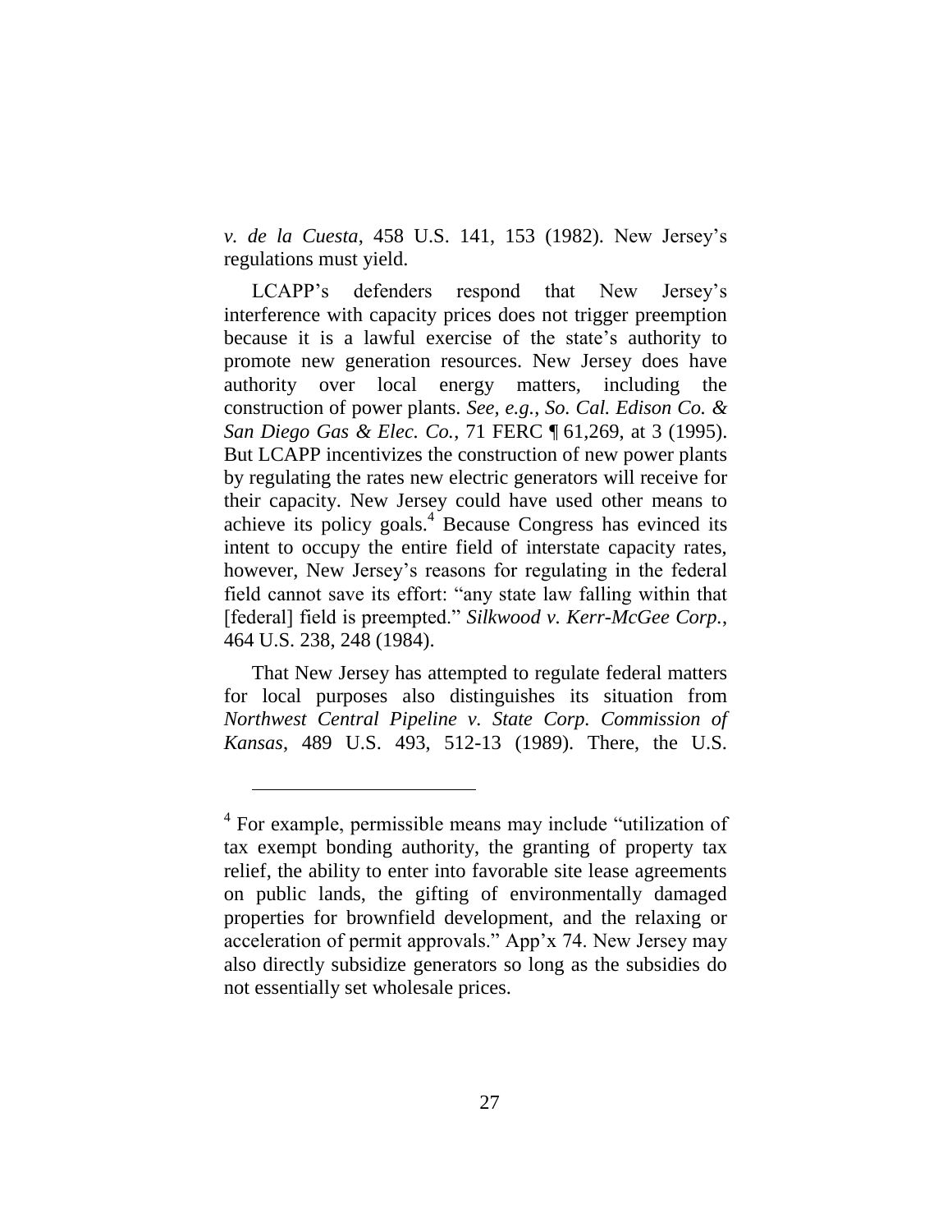*v. de la Cuesta*, 458 U.S. 141, 153 (1982). New Jersey's regulations must yield.

LCAPP's defenders respond that New Jersey's interference with capacity prices does not trigger preemption because it is a lawful exercise of the state's authority to promote new generation resources. New Jersey does have authority over local energy matters, including the construction of power plants. *See, e.g.*, *So. Cal. Edison Co. & San Diego Gas & Elec. Co.*, 71 FERC ¶ 61,269, at 3 (1995). But LCAPP incentivizes the construction of new power plants by regulating the rates new electric generators will receive for their capacity. New Jersey could have used other means to achieve its policy goals.[4] Because Congress has evinced its intent to occupy the entire field of interstate capacity rates, however, New Jersey's reasons for regulating in the federal field cannot save its effort: "any state law falling within that [federal] field is preempted." *Silkwood v. Kerr-McGee Corp.*, 464 U.S. 238, 248 (1984).

That New Jersey has attempted to regulate federal matters for local purposes also distinguishes its situation from *Northwest Central Pipeline v. State Corp. Commission of Kansas*, 489 U.S. 493, 512-13 (1989). There, the U.S.

---

[4] For example, permissible means may include "utilization of tax exempt bonding authority, the granting of property tax relief, the ability to enter into favorable site lease agreements on public lands, the gifting of environmentally damaged properties for brownfield development, and the relaxing or acceleration of permit approvals." App'x 74. New Jersey may also directly subsidize generators so long as the subsidies do not essentially set wholesale prices.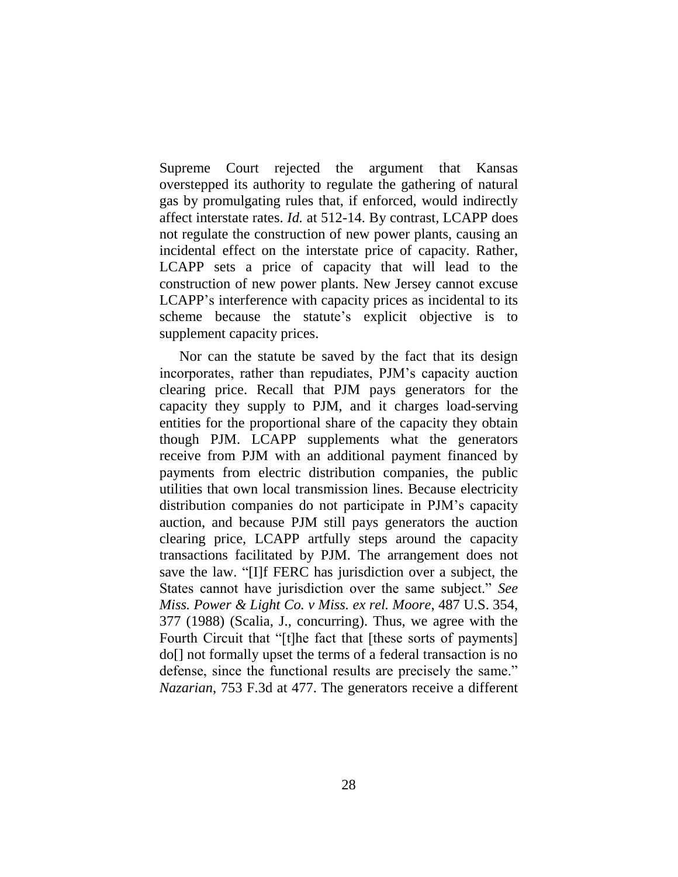Supreme Court rejected the argument that Kansas overstepped its authority to regulate the gathering of natural gas by promulgating rules that, if enforced, would indirectly affect interstate rates. *Id.* at 512-14. By contrast, LCAPP does not regulate the construction of new power plants, causing an incidental effect on the interstate price of capacity. Rather, LCAPP sets a price of capacity that will lead to the construction of new power plants. New Jersey cannot excuse LCAPP's interference with capacity prices as incidental to its scheme because the statute's explicit objective is to supplement capacity prices.

Nor can the statute be saved by the fact that its design incorporates, rather than repudiates, PJM's capacity auction clearing price. Recall that PJM pays generators for the capacity they supply to PJM, and it charges load-serving entities for the proportional share of the capacity they obtain though PJM. LCAPP supplements what the generators receive from PJM with an additional payment financed by payments from electric distribution companies, the public utilities that own local transmission lines. Because electricity distribution companies do not participate in PJM's capacity auction, and because PJM still pays generators the auction clearing price, LCAPP artfully steps around the capacity transactions facilitated by PJM. The arrangement does not save the law. "[I]f FERC has jurisdiction over a subject, the States cannot have jurisdiction over the same subject." *See Miss. Power & Light Co. v Miss. ex rel. Moore*, 487 U.S. 354, 377 (1988) (Scalia, J., concurring). Thus, we agree with the Fourth Circuit that "[t]he fact that [these sorts of payments] do[] not formally upset the terms of a federal transaction is no defense, since the functional results are precisely the same." *Nazarian*, 753 F.3d at 477. The generators receive a different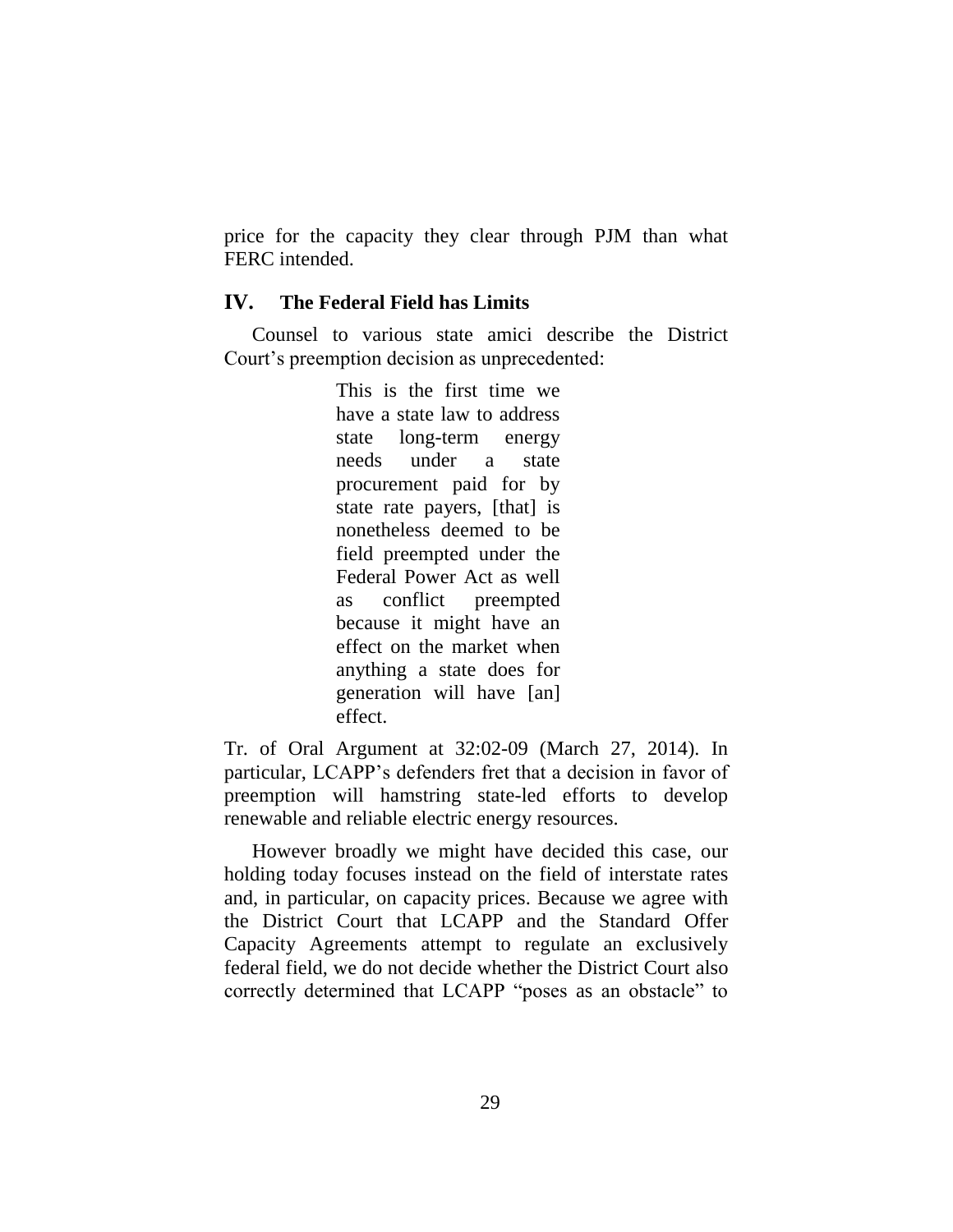price for the capacity they clear through PJM than what FERC intended.

## IV. The Federal Field has Limits

Counsel to various state amici describe the District Court's preemption decision as unprecedented:

> This is the first time we have a state law to address state long-term energy needs under a state procurement paid for by state rate payers, [that] is nonetheless deemed to be field preempted under the Federal Power Act as well as conflict preempted because it might have an effect on the market when anything a state does for generation will have [an] effect.

Tr. of Oral Argument at 32:02-09 (March 27, 2014). In particular, LCAPP's defenders fret that a decision in favor of preemption will hamstring state-led efforts to develop renewable and reliable electric energy resources.

However broadly we might have decided this case, our holding today focuses instead on the field of interstate rates and, in particular, on capacity prices. Because we agree with the District Court that LCAPP and the Standard Offer Capacity Agreements attempt to regulate an exclusively federal field, we do not decide whether the District Court also correctly determined that LCAPP "poses as an obstacle" to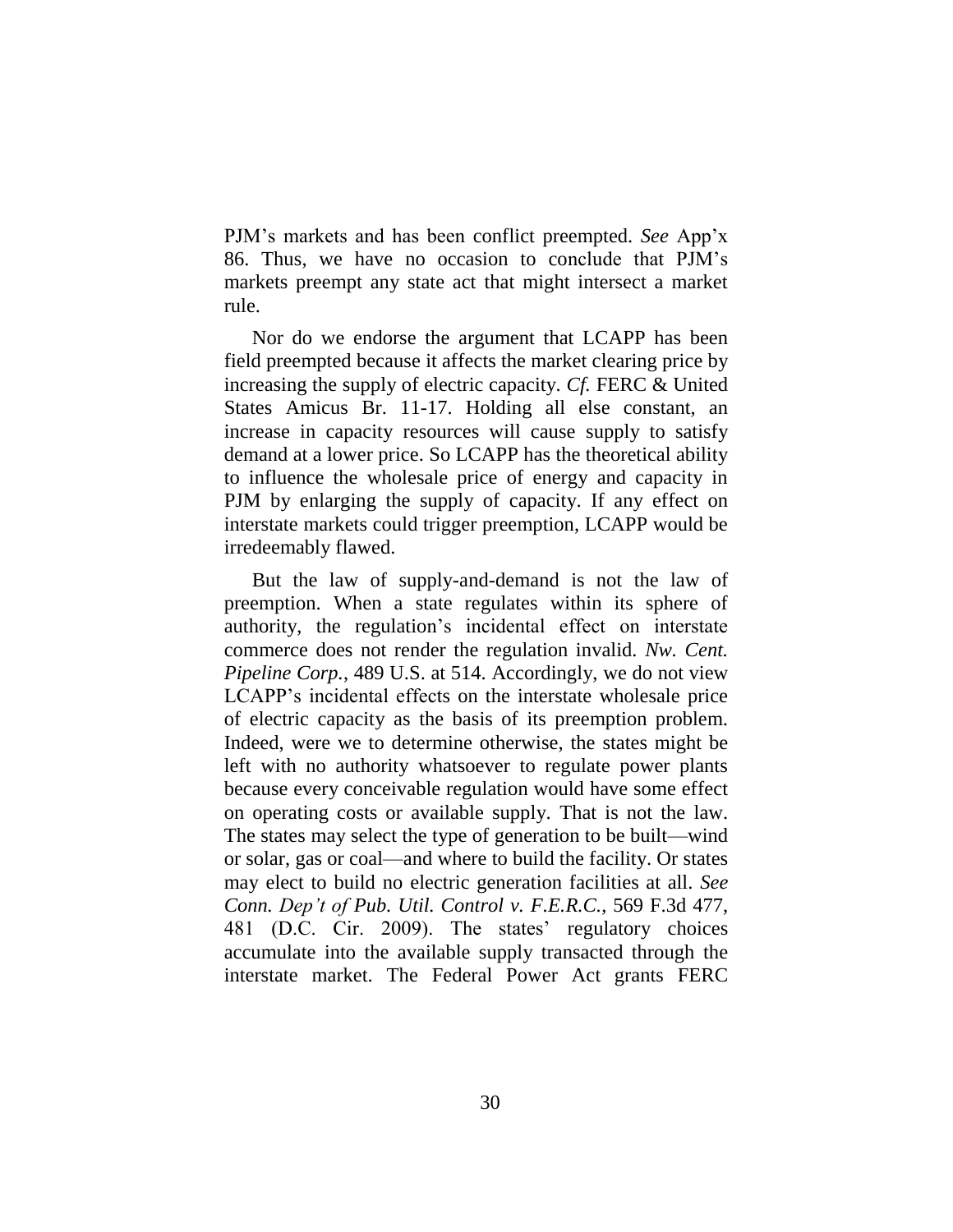PJM's markets and has been conflict preempted. *See* App'x 86. Thus, we have no occasion to conclude that PJM's markets preempt any state act that might intersect a market rule.

Nor do we endorse the argument that LCAPP has been field preempted because it affects the market clearing price by increasing the supply of electric capacity. *Cf.* FERC & United States Amicus Br. 11-17. Holding all else constant, an increase in capacity resources will cause supply to satisfy demand at a lower price. So LCAPP has the theoretical ability to influence the wholesale price of energy and capacity in PJM by enlarging the supply of capacity. If any effect on interstate markets could trigger preemption, LCAPP would be irredeemably flawed.

But the law of supply-and-demand is not the law of preemption. When a state regulates within its sphere of authority, the regulation's incidental effect on interstate commerce does not render the regulation invalid. *Nw. Cent. Pipeline Corp.*, 489 U.S. at 514. Accordingly, we do not view LCAPP's incidental effects on the interstate wholesale price of electric capacity as the basis of its preemption problem. Indeed, were we to determine otherwise, the states might be left with no authority whatsoever to regulate power plants because every conceivable regulation would have some effect on operating costs or available supply. That is not the law. The states may select the type of generation to be built—wind or solar, gas or coal—and where to build the facility. Or states may elect to build no electric generation facilities at all. *See Conn. Dep't of Pub. Util. Control v. F.E.R.C.*, 569 F.3d 477, 481 (D.C. Cir. 2009). The states' regulatory choices accumulate into the available supply transacted through the interstate market. The Federal Power Act grants FERC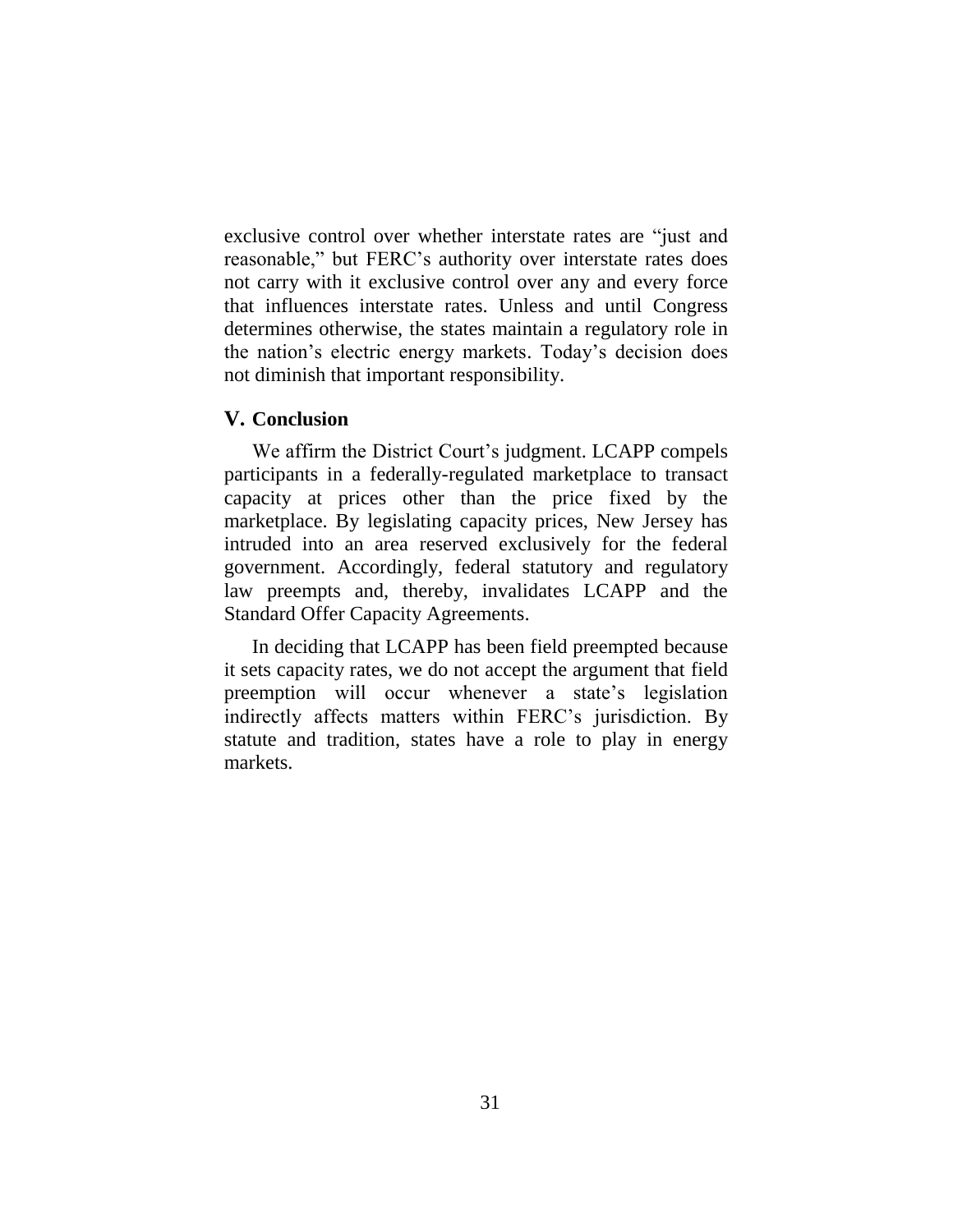exclusive control over whether interstate rates are "just and reasonable," but FERC's authority over interstate rates does not carry with it exclusive control over any and every force that influences interstate rates. Unless and until Congress determines otherwise, the states maintain a regulatory role in the nation's electric energy markets. Today's decision does not diminish that important responsibility.

## V. Conclusion

We affirm the District Court's judgment. LCAPP compels participants in a federally-regulated marketplace to transact capacity at prices other than the price fixed by the marketplace. By legislating capacity prices, New Jersey has intruded into an area reserved exclusively for the federal government. Accordingly, federal statutory and regulatory law preempts and, thereby, invalidates LCAPP and the Standard Offer Capacity Agreements.

In deciding that LCAPP has been field preempted because it sets capacity rates, we do not accept the argument that field preemption will occur whenever a state's legislation indirectly affects matters within FERC's jurisdiction. By statute and tradition, states have a role to play in energy markets.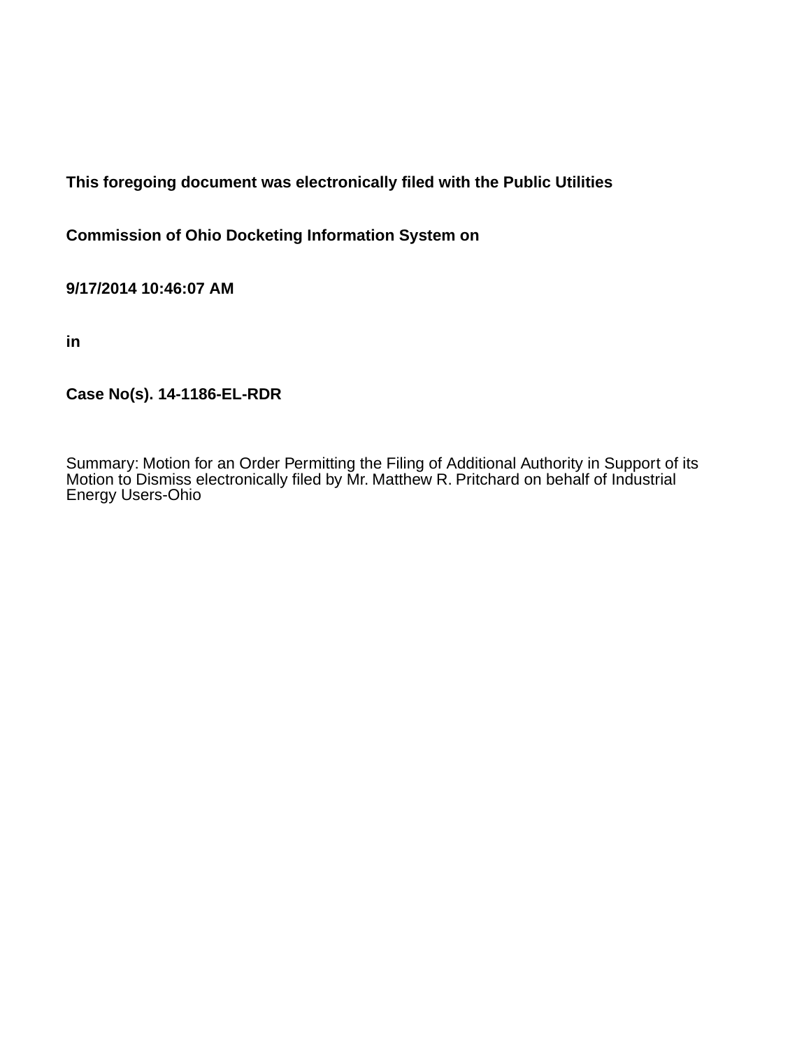**This foregoing document was electronically filed with the Public Utilities**

**Commission of Ohio Docketing Information System on**

**9/17/2014 10:46:07 AM**

**in**

**Case No(s). 14-1186-EL-RDR**

Summary: Motion for an Order Permitting the Filing of Additional Authority in Support of its Motion to Dismiss electronically filed by Mr. Matthew R. Pritchard on behalf of Industrial Energy Users-Ohio